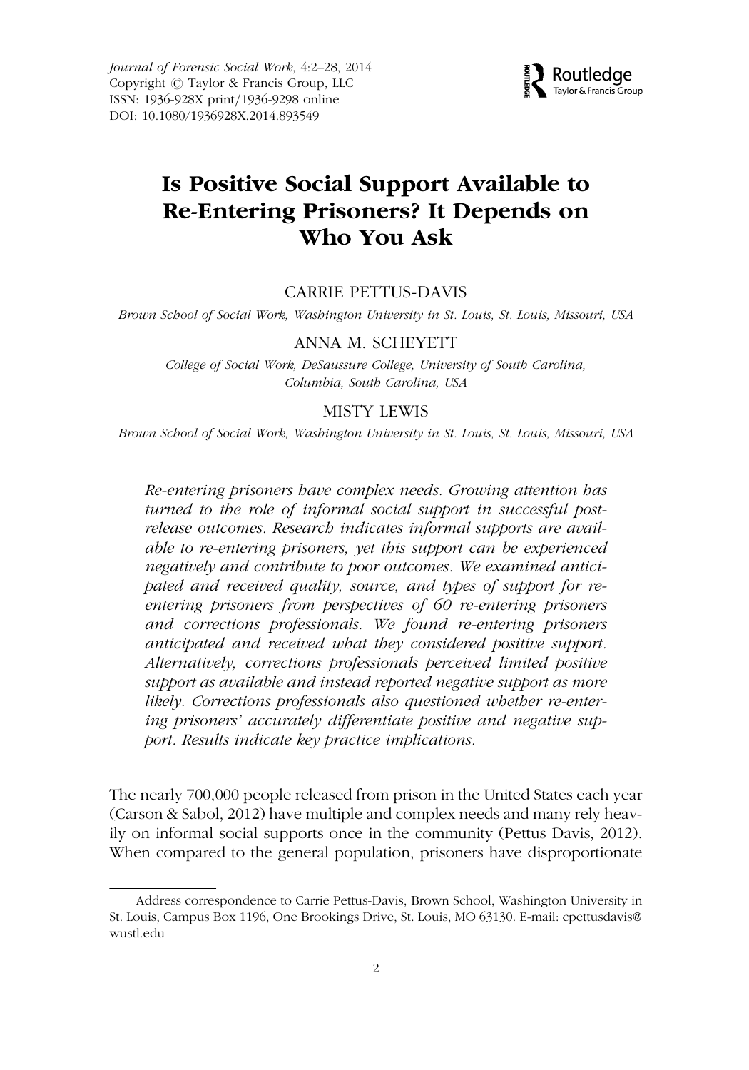Journal of Forensic Social Work, 4:2–28, 2014
Copyright © Taylor & Francis Group, LLC
ISSN: 1936-928X print/1936-9298 online
DOI: 10.1080/1936928X.2014.893549

# Is Positive Social Support Available to Re-Entering Prisoners? It Depends on Who You Ask

CARRIE PETTUS-DAVIS

*Brown School of Social Work, Washington University in St. Louis, St. Louis, Missouri, USA*

ANNA M. SCHEYETT

*College of Social Work, DeSaussure College, University of South Carolina, Columbia, South Carolina, USA*

MISTY LEWIS

*Brown School of Social Work, Washington University in St. Louis, St. Louis, Missouri, USA*

*Re-entering prisoners have complex needs. Growing attention has turned to the role of informal social support in successful post-release outcomes. Research indicates informal supports are available to re-entering prisoners, yet this support can be experienced negatively and contribute to poor outcomes. We examined anticipated and received quality, source, and types of support for re-entering prisoners from perspectives of 60 re-entering prisoners and corrections professionals. We found re-entering prisoners anticipated and received what they considered positive support. Alternatively, corrections professionals perceived limited positive support as available and instead reported negative support as more likely. Corrections professionals also questioned whether re-entering prisoners' accurately differentiate positive and negative support. Results indicate key practice implications.*

The nearly 700,000 people released from prison in the United States each year (Carson & Sabol, 2012) have multiple and complex needs and many rely heavily on informal social supports once in the community (Pettus Davis, 2012). When compared to the general population, prisoners have disproportionate

Address correspondence to Carrie Pettus-Davis, Brown School, Washington University in St. Louis, Campus Box 1196, One Brookings Drive, St. Louis, MO 63130. E-mail: cpettusdavis@wustl.edu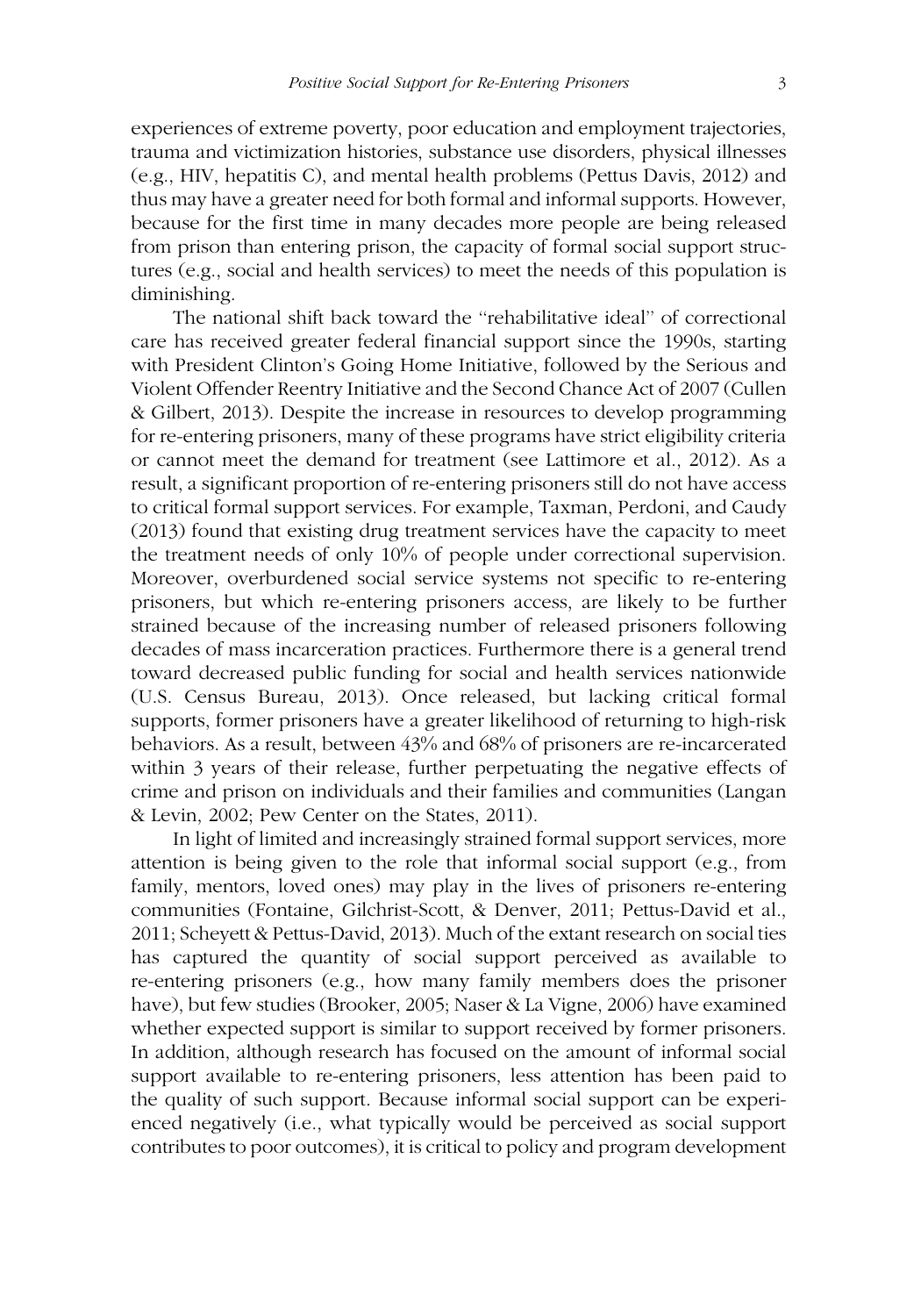experiences of extreme poverty, poor education and employment trajectories, trauma and victimization histories, substance use disorders, physical illnesses (e.g., HIV, hepatitis C), and mental health problems (Pettus Davis, 2012) and thus may have a greater need for both formal and informal supports. However, because for the first time in many decades more people are being released from prison than entering prison, the capacity of formal social support structures (e.g., social and health services) to meet the needs of this population is diminishing.

The national shift back toward the "rehabilitative ideal" of correctional care has received greater federal financial support since the 1990s, starting with President Clinton's Going Home Initiative, followed by the Serious and Violent Offender Reentry Initiative and the Second Chance Act of 2007 (Cullen & Gilbert, 2013). Despite the increase in resources to develop programming for re-entering prisoners, many of these programs have strict eligibility criteria or cannot meet the demand for treatment (see Lattimore et al., 2012). As a result, a significant proportion of re-entering prisoners still do not have access to critical formal support services. For example, Taxman, Perdoni, and Caudy (2013) found that existing drug treatment services have the capacity to meet the treatment needs of only 10% of people under correctional supervision. Moreover, overburdened social service systems not specific to re-entering prisoners, but which re-entering prisoners access, are likely to be further strained because of the increasing number of released prisoners following decades of mass incarceration practices. Furthermore there is a general trend toward decreased public funding for social and health services nationwide (U.S. Census Bureau, 2013). Once released, but lacking critical formal supports, former prisoners have a greater likelihood of returning to high-risk behaviors. As a result, between 43% and 68% of prisoners are re-incarcerated within 3 years of their release, further perpetuating the negative effects of crime and prison on individuals and their families and communities (Langan & Levin, 2002; Pew Center on the States, 2011).

In light of limited and increasingly strained formal support services, more attention is being given to the role that informal social support (e.g., from family, mentors, loved ones) may play in the lives of prisoners re-entering communities (Fontaine, Gilchrist-Scott, & Denver, 2011; Pettus-David et al., 2011; Scheyett & Pettus-David, 2013). Much of the extant research on social ties has captured the quantity of social support perceived as available to re-entering prisoners (e.g., how many family members does the prisoner have), but few studies (Brooker, 2005; Naser & La Vigne, 2006) have examined whether expected support is similar to support received by former prisoners. In addition, although research has focused on the amount of informal social support available to re-entering prisoners, less attention has been paid to the quality of such support. Because informal social support can be experienced negatively (i.e., what typically would be perceived as social support contributes to poor outcomes), it is critical to policy and program development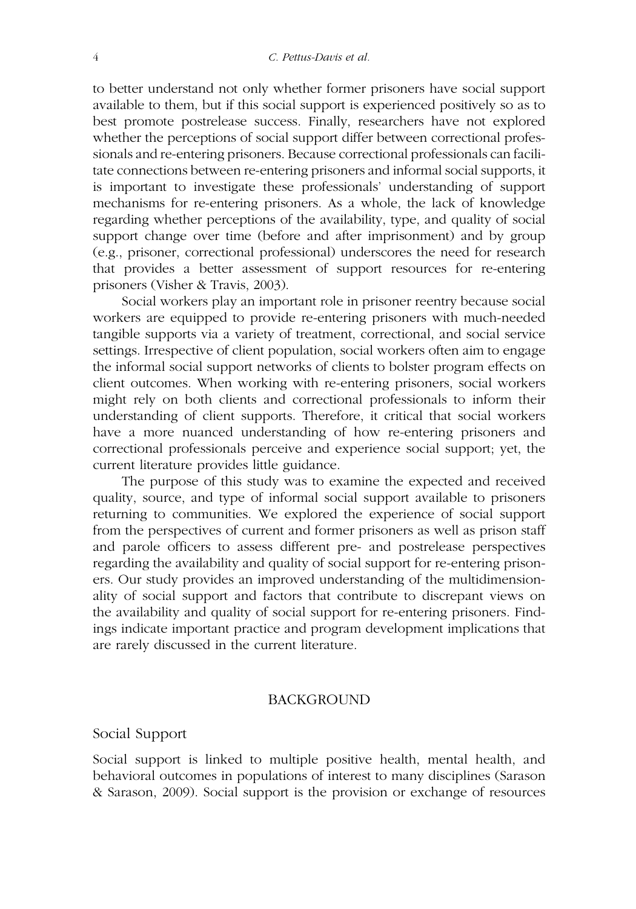to better understand not only whether former prisoners have social support available to them, but if this social support is experienced positively so as to best promote postrelease success. Finally, researchers have not explored whether the perceptions of social support differ between correctional professionals and re-entering prisoners. Because correctional professionals can facilitate connections between re-entering prisoners and informal social supports, it is important to investigate these professionals' understanding of support mechanisms for re-entering prisoners. As a whole, the lack of knowledge regarding whether perceptions of the availability, type, and quality of social support change over time (before and after imprisonment) and by group (e.g., prisoner, correctional professional) underscores the need for research that provides a better assessment of support resources for re-entering prisoners (Visher & Travis, 2003).

Social workers play an important role in prisoner reentry because social workers are equipped to provide re-entering prisoners with much-needed tangible supports via a variety of treatment, correctional, and social service settings. Irrespective of client population, social workers often aim to engage the informal social support networks of clients to bolster program effects on client outcomes. When working with re-entering prisoners, social workers might rely on both clients and correctional professionals to inform their understanding of client supports. Therefore, it critical that social workers have a more nuanced understanding of how re-entering prisoners and correctional professionals perceive and experience social support; yet, the current literature provides little guidance.

The purpose of this study was to examine the expected and received quality, source, and type of informal social support available to prisoners returning to communities. We explored the experience of social support from the perspectives of current and former prisoners as well as prison staff and parole officers to assess different pre- and postrelease perspectives regarding the availability and quality of social support for re-entering prisoners. Our study provides an improved understanding of the multidimensionality of social support and factors that contribute to discrepant views on the availability and quality of social support for re-entering prisoners. Findings indicate important practice and program development implications that are rarely discussed in the current literature.

## BACKGROUND

### Social Support

Social support is linked to multiple positive health, mental health, and behavioral outcomes in populations of interest to many disciplines (Sarason & Sarason, 2009). Social support is the provision or exchange of resources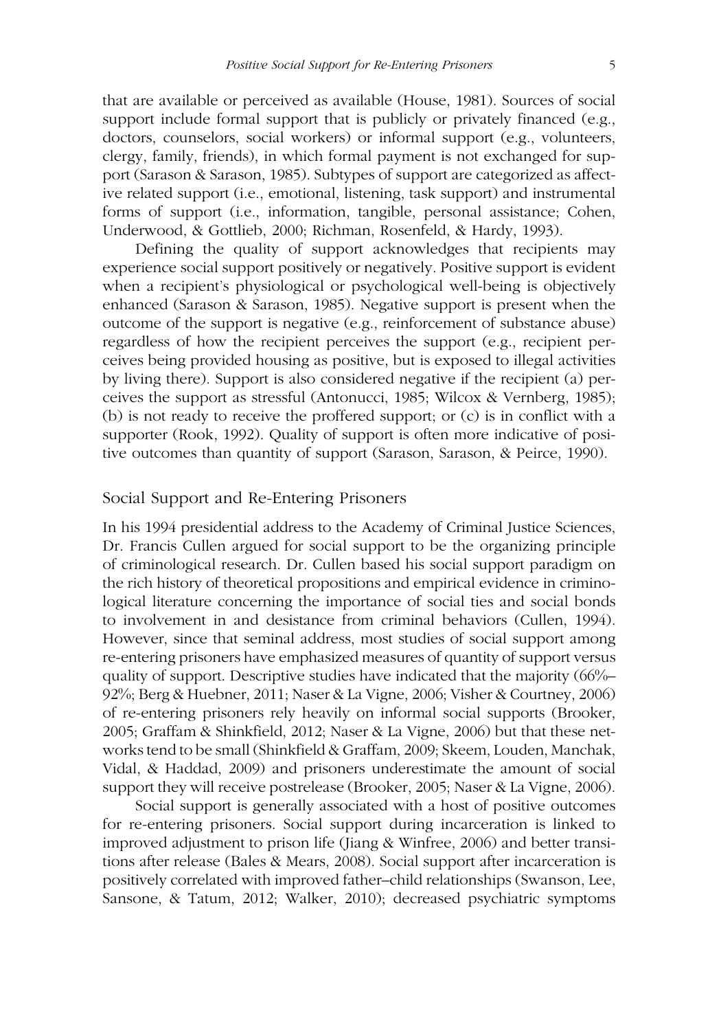that are available or perceived as available (House, 1981). Sources of social support include formal support that is publicly or privately financed (e.g., doctors, counselors, social workers) or informal support (e.g., volunteers, clergy, family, friends), in which formal payment is not exchanged for support (Sarason & Sarason, 1985). Subtypes of support are categorized as affective related support (i.e., emotional, listening, task support) and instrumental forms of support (i.e., information, tangible, personal assistance; Cohen, Underwood, & Gottlieb, 2000; Richman, Rosenfeld, & Hardy, 1993).

Defining the quality of support acknowledges that recipients may experience social support positively or negatively. Positive support is evident when a recipient's physiological or psychological well-being is objectively enhanced (Sarason & Sarason, 1985). Negative support is present when the outcome of the support is negative (e.g., reinforcement of substance abuse) regardless of how the recipient perceives the support (e.g., recipient perceives being provided housing as positive, but is exposed to illegal activities by living there). Support is also considered negative if the recipient (a) perceives the support as stressful (Antonucci, 1985; Wilcox & Vernberg, 1985); (b) is not ready to receive the proffered support; or (c) is in conflict with a supporter (Rook, 1992). Quality of support is often more indicative of positive outcomes than quantity of support (Sarason, Sarason, & Peirce, 1990).

## Social Support and Re-Entering Prisoners

In his 1994 presidential address to the Academy of Criminal Justice Sciences, Dr. Francis Cullen argued for social support to be the organizing principle of criminological research. Dr. Cullen based his social support paradigm on the rich history of theoretical propositions and empirical evidence in criminological literature concerning the importance of social ties and social bonds to involvement in and desistance from criminal behaviors (Cullen, 1994). However, since that seminal address, most studies of social support among re-entering prisoners have emphasized measures of quantity of support versus quality of support. Descriptive studies have indicated that the majority (66%–92%; Berg & Huebner, 2011; Naser & La Vigne, 2006; Visher & Courtney, 2006) of re-entering prisoners rely heavily on informal social supports (Brooker, 2005; Graffam & Shinkfield, 2012; Naser & La Vigne, 2006) but that these networks tend to be small (Shinkfield & Graffam, 2009; Skeem, Louden, Manchak, Vidal, & Haddad, 2009) and prisoners underestimate the amount of social support they will receive postrelease (Brooker, 2005; Naser & La Vigne, 2006).

Social support is generally associated with a host of positive outcomes for re-entering prisoners. Social support during incarceration is linked to improved adjustment to prison life (Jiang & Winfree, 2006) and better transitions after release (Bales & Mears, 2008). Social support after incarceration is positively correlated with improved father–child relationships (Swanson, Lee, Sansone, & Tatum, 2012; Walker, 2010); decreased psychiatric symptoms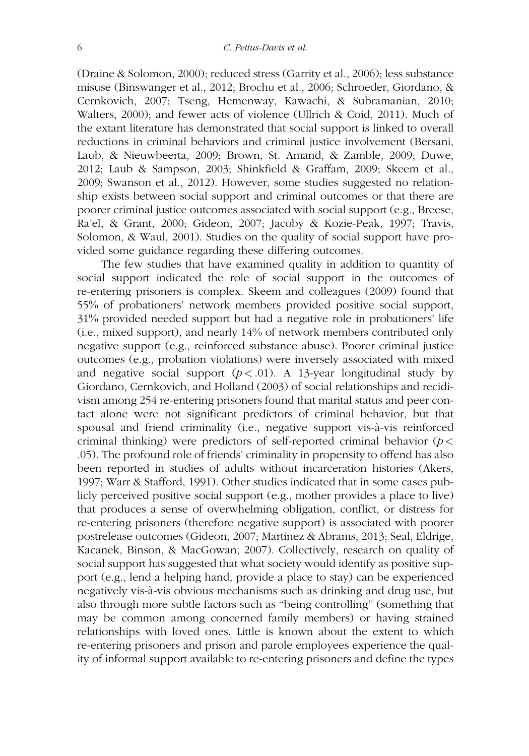(Draine & Solomon, 2000); reduced stress (Garrity et al., 2006); less substance misuse (Binswanger et al., 2012; Brochu et al., 2006; Schroeder, Giordano, & Cernkovich, 2007; Tseng, Hemenway, Kawachi, & Subramanian, 2010; Walters, 2000); and fewer acts of violence (Ullrich & Coid, 2011). Much of the extant literature has demonstrated that social support is linked to overall reductions in criminal behaviors and criminal justice involvement (Bersani, Laub, & Nieuwbeerta, 2009; Brown, St. Amand, & Zamble, 2009; Duwe, 2012; Laub & Sampson, 2003; Shinkfield & Graffam, 2009; Skeem et al., 2009; Swanson et al., 2012). However, some studies suggested no relationship exists between social support and criminal outcomes or that there are poorer criminal justice outcomes associated with social support (e.g., Breese, Ra'el, & Grant, 2000; Gideon, 2007; Jacoby & Kozie-Peak, 1997; Travis, Solomon, & Waul, 2001). Studies on the quality of social support have provided some guidance regarding these differing outcomes.

The few studies that have examined quality in addition to quantity of social support indicated the role of social support in the outcomes of re-entering prisoners is complex. Skeem and colleagues (2009) found that 55% of probationers' network members provided positive social support, 31% provided needed support but had a negative role in probationers' life (i.e., mixed support), and nearly 14% of network members contributed only negative support (e.g., reinforced substance abuse). Poorer criminal justice outcomes (e.g., probation violations) were inversely associated with mixed and negative social support ($p < .01$). A 13-year longitudinal study by Giordano, Cernkovich, and Holland (2003) of social relationships and recidivism among 254 re-entering prisoners found that marital status and peer contact alone were not significant predictors of criminal behavior, but that spousal and friend criminality (i.e., negative support vis-à-vis reinforced criminal thinking) were predictors of self-reported criminal behavior ($p <$ .05). The profound role of friends' criminality in propensity to offend has also been reported in studies of adults without incarceration histories (Akers, 1997; Warr & Stafford, 1991). Other studies indicated that in some cases publicly perceived positive social support (e.g., mother provides a place to live) that produces a sense of overwhelming obligation, conflict, or distress for re-entering prisoners (therefore negative support) is associated with poorer postrelease outcomes (Gideon, 2007; Martinez & Abrams, 2013; Seal, Eldrige, Kacanek, Binson, & MacGowan, 2007). Collectively, research on quality of social support has suggested that what society would identify as positive support (e.g., lend a helping hand, provide a place to stay) can be experienced negatively vis-à-vis obvious mechanisms such as drinking and drug use, but also through more subtle factors such as "being controlling" (something that may be common among concerned family members) or having strained relationships with loved ones. Little is known about the extent to which re-entering prisoners and prison and parole employees experience the quality of informal support available to re-entering prisoners and define the types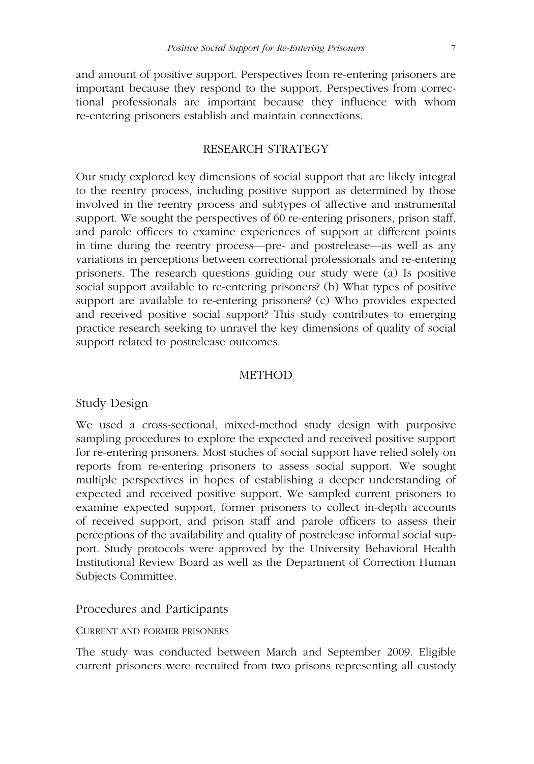and amount of positive support. Perspectives from re-entering prisoners are important because they respond to the support. Perspectives from correctional professionals are important because they influence with whom re-entering prisoners establish and maintain connections.

## RESEARCH STRATEGY

Our study explored key dimensions of social support that are likely integral to the reentry process, including positive support as determined by those involved in the reentry process and subtypes of affective and instrumental support. We sought the perspectives of 60 re-entering prisoners, prison staff, and parole officers to examine experiences of support at different points in time during the reentry process—pre- and postrelease—as well as any variations in perceptions between correctional professionals and re-entering prisoners. The research questions guiding our study were (a) Is positive social support available to re-entering prisoners? (b) What types of positive support are available to re-entering prisoners? (c) Who provides expected and received positive social support? This study contributes to emerging practice research seeking to unravel the key dimensions of quality of social support related to postrelease outcomes.

## METHOD

### Study Design

We used a cross-sectional, mixed-method study design with purposive sampling procedures to explore the expected and received positive support for re-entering prisoners. Most studies of social support have relied solely on reports from re-entering prisoners to assess social support. We sought multiple perspectives in hopes of establishing a deeper understanding of expected and received positive support. We sampled current prisoners to examine expected support, former prisoners to collect in-depth accounts of received support, and prison staff and parole officers to assess their perceptions of the availability and quality of postrelease informal social support. Study protocols were approved by the University Behavioral Health Institutional Review Board as well as the Department of Correction Human Subjects Committee.

### Procedures and Participants

#### CURRENT AND FORMER PRISONERS

The study was conducted between March and September 2009. Eligible current prisoners were recruited from two prisons representing all custody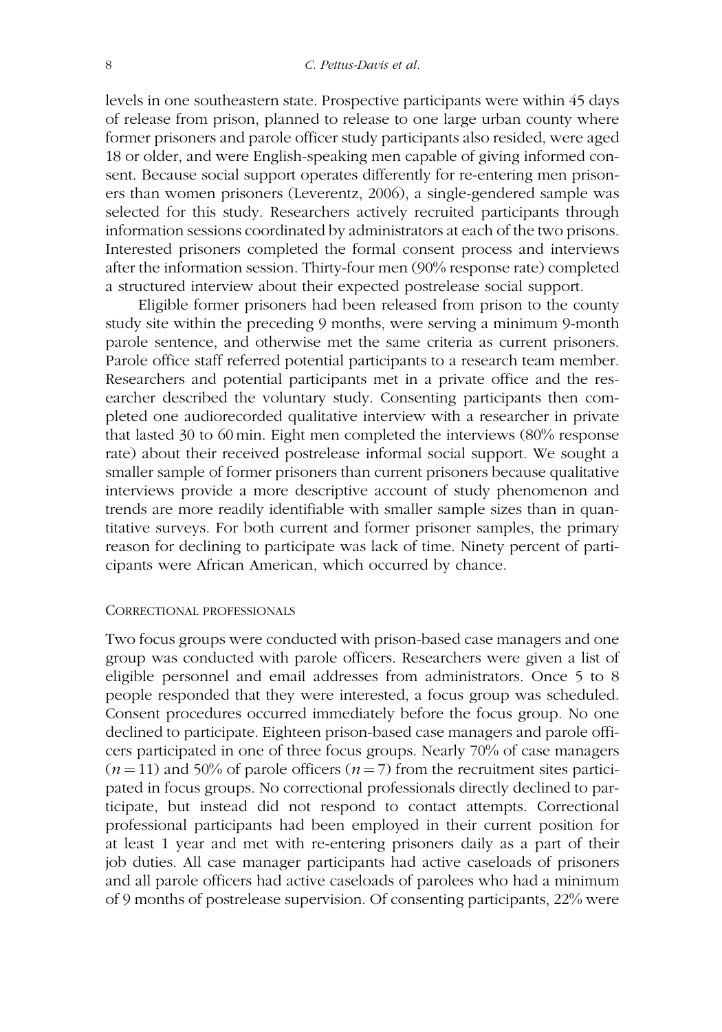levels in one southeastern state. Prospective participants were within 45 days of release from prison, planned to release to one large urban county where former prisoners and parole officer study participants also resided, were aged 18 or older, and were English-speaking men capable of giving informed consent. Because social support operates differently for re-entering men prisoners than women prisoners (Leverentz, 2006), a single-gendered sample was selected for this study. Researchers actively recruited participants through information sessions coordinated by administrators at each of the two prisons. Interested prisoners completed the formal consent process and interviews after the information session. Thirty-four men (90% response rate) completed a structured interview about their expected postrelease social support.

Eligible former prisoners had been released from prison to the county study site within the preceding 9 months, were serving a minimum 9-month parole sentence, and otherwise met the same criteria as current prisoners. Parole office staff referred potential participants to a research team member. Researchers and potential participants met in a private office and the researcher described the voluntary study. Consenting participants then completed one audiorecorded qualitative interview with a researcher in private that lasted 30 to 60 min. Eight men completed the interviews (80% response rate) about their received postrelease informal social support. We sought a smaller sample of former prisoners than current prisoners because qualitative interviews provide a more descriptive account of study phenomenon and trends are more readily identifiable with smaller sample sizes than in quantitative surveys. For both current and former prisoner samples, the primary reason for declining to participate was lack of time. Ninety percent of participants were African American, which occurred by chance.

### Correctional professionals

Two focus groups were conducted with prison-based case managers and one group was conducted with parole officers. Researchers were given a list of eligible personnel and email addresses from administrators. Once 5 to 8 people responded that they were interested, a focus group was scheduled. Consent procedures occurred immediately before the focus group. No one declined to participate. Eighteen prison-based case managers and parole officers participated in one of three focus groups. Nearly 70% of case managers ($n = 11$) and 50% of parole officers ($n = 7$) from the recruitment sites participated in focus groups. No correctional professionals directly declined to participate, but instead did not respond to contact attempts. Correctional professional participants had been employed in their current position for at least 1 year and met with re-entering prisoners daily as a part of their job duties. All case manager participants had active caseloads of prisoners and all parole officers had active caseloads of parolees who had a minimum of 9 months of postrelease supervision. Of consenting participants, 22% were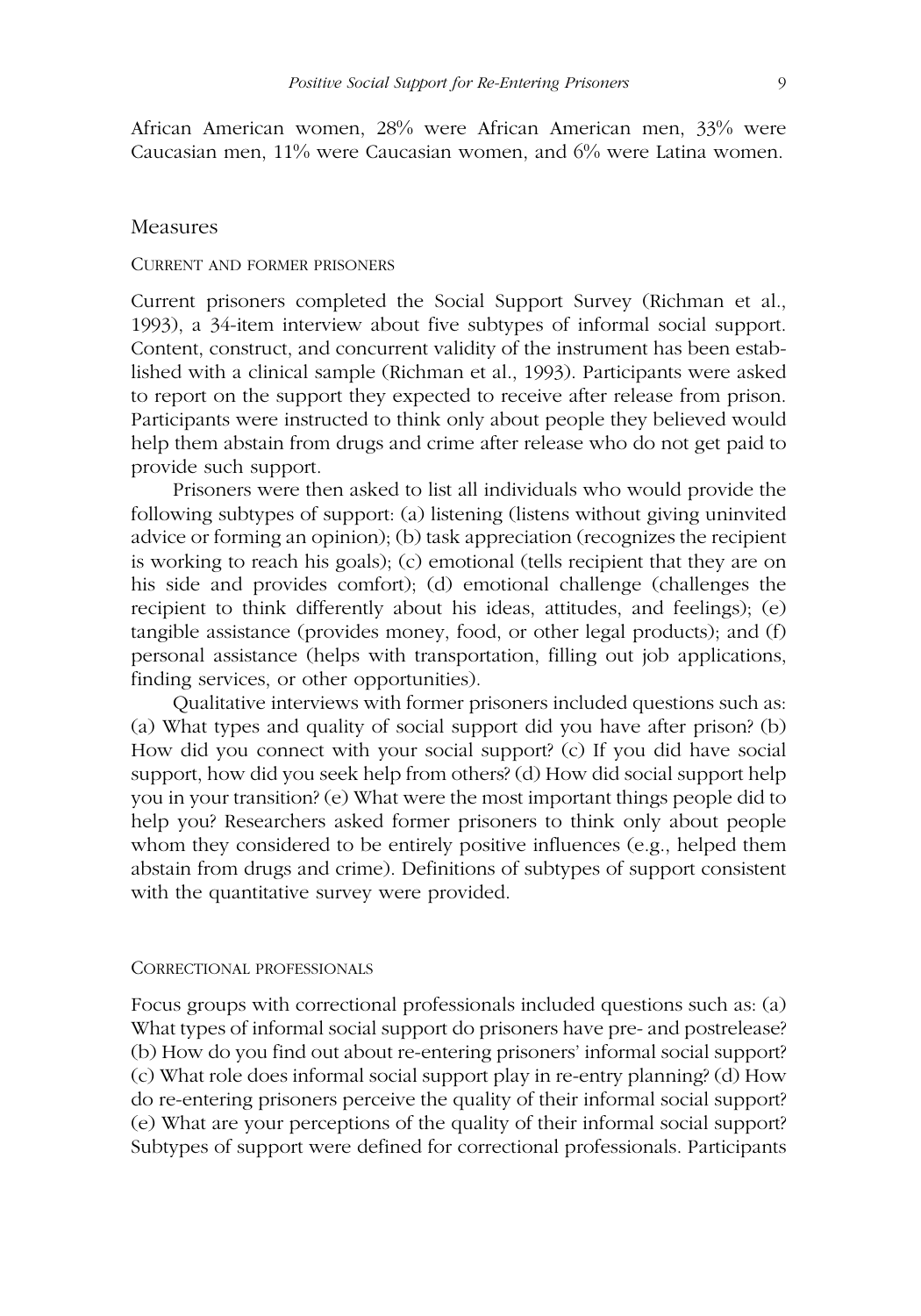African American women, 28% were African American men, 33% were Caucasian men, 11% were Caucasian women, and 6% were Latina women.

## Measures

### CURRENT AND FORMER PRISONERS

Current prisoners completed the Social Support Survey (Richman et al., 1993), a 34-item interview about five subtypes of informal social support. Content, construct, and concurrent validity of the instrument has been established with a clinical sample (Richman et al., 1993). Participants were asked to report on the support they expected to receive after release from prison. Participants were instructed to think only about people they believed would help them abstain from drugs and crime after release who do not get paid to provide such support.

Prisoners were then asked to list all individuals who would provide the following subtypes of support: (a) listening (listens without giving uninvited advice or forming an opinion); (b) task appreciation (recognizes the recipient is working to reach his goals); (c) emotional (tells recipient that they are on his side and provides comfort); (d) emotional challenge (challenges the recipient to think differently about his ideas, attitudes, and feelings); (e) tangible assistance (provides money, food, or other legal products); and (f) personal assistance (helps with transportation, filling out job applications, finding services, or other opportunities).

Qualitative interviews with former prisoners included questions such as: (a) What types and quality of social support did you have after prison? (b) How did you connect with your social support? (c) If you did have social support, how did you seek help from others? (d) How did social support help you in your transition? (e) What were the most important things people did to help you? Researchers asked former prisoners to think only about people whom they considered to be entirely positive influences (e.g., helped them abstain from drugs and crime). Definitions of subtypes of support consistent with the quantitative survey were provided.

### CORRECTIONAL PROFESSIONALS

Focus groups with correctional professionals included questions such as: (a) What types of informal social support do prisoners have pre- and postrelease? (b) How do you find out about re-entering prisoners' informal social support? (c) What role does informal social support play in re-entry planning? (d) How do re-entering prisoners perceive the quality of their informal social support? (e) What are your perceptions of the quality of their informal social support? Subtypes of support were defined for correctional professionals. Participants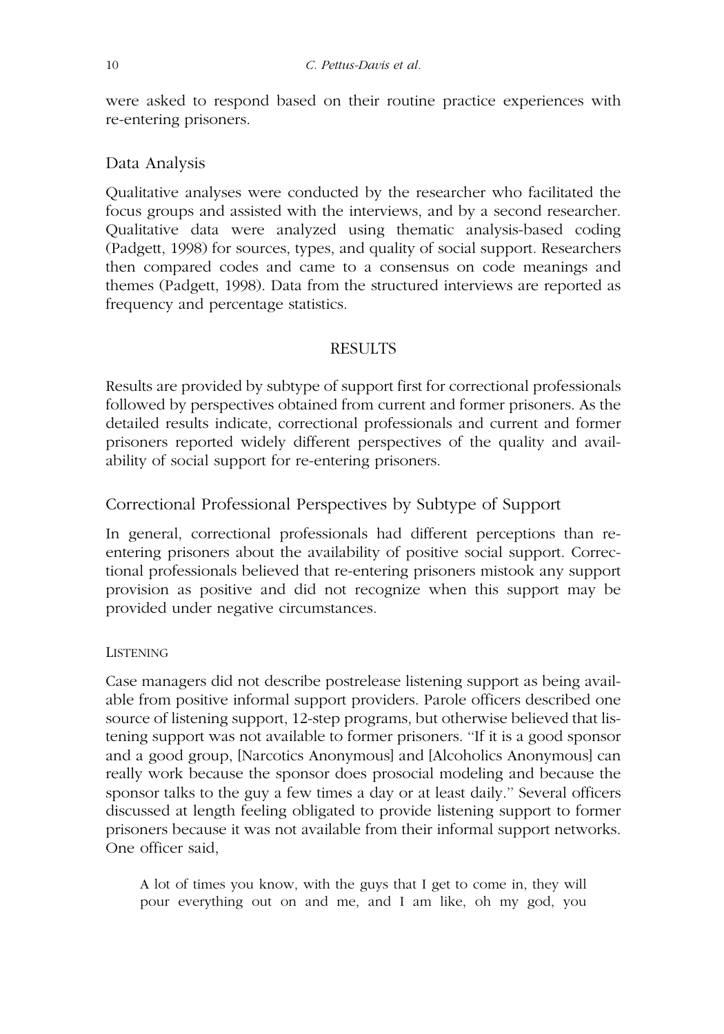were asked to respond based on their routine practice experiences with re-entering prisoners.

## Data Analysis

Qualitative analyses were conducted by the researcher who facilitated the focus groups and assisted with the interviews, and by a second researcher. Qualitative data were analyzed using thematic analysis-based coding (Padgett, 1998) for sources, types, and quality of social support. Researchers then compared codes and came to a consensus on code meanings and themes (Padgett, 1998). Data from the structured interviews are reported as frequency and percentage statistics.

# RESULTS

Results are provided by subtype of support first for correctional professionals followed by perspectives obtained from current and former prisoners. As the detailed results indicate, correctional professionals and current and former prisoners reported widely different perspectives of the quality and availability of social support for re-entering prisoners.

## Correctional Professional Perspectives by Subtype of Support

In general, correctional professionals had different perceptions than re-entering prisoners about the availability of positive social support. Correctional professionals believed that re-entering prisoners mistook any support provision as positive and did not recognize when this support may be provided under negative circumstances.

### Listening

Case managers did not describe postrelease listening support as being available from positive informal support providers. Parole officers described one source of listening support, 12-step programs, but otherwise believed that listening support was not available to former prisoners. "If it is a good sponsor and a good group, [Narcotics Anonymous] and [Alcoholics Anonymous] can really work because the sponsor does prosocial modeling and because the sponsor talks to the guy a few times a day or at least daily." Several officers discussed at length feeling obligated to provide listening support to former prisoners because it was not available from their informal support networks. One officer said,

> A lot of times you know, with the guys that I get to come in, they will pour everything out on and me, and I am like, oh my god, you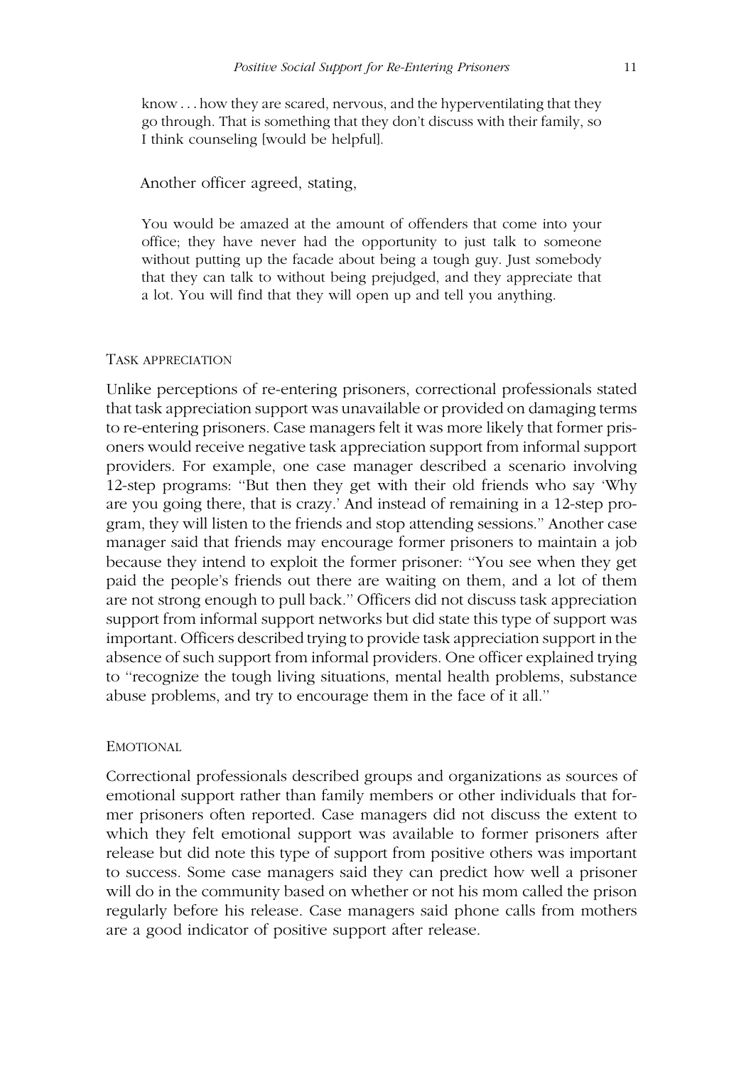> know . . . how they are scared, nervous, and the hyperventilating that they go through. That is something that they don't discuss with their family, so I think counseling [would be helpful].

Another officer agreed, stating,

> You would be amazed at the amount of offenders that come into your office; they have never had the opportunity to just talk to someone without putting up the facade about being a tough guy. Just somebody that they can talk to without being prejudged, and they appreciate that a lot. You will find that they will open up and tell you anything.

#### TASK APPRECIATION

Unlike perceptions of re-entering prisoners, correctional professionals stated that task appreciation support was unavailable or provided on damaging terms to re-entering prisoners. Case managers felt it was more likely that former prisoners would receive negative task appreciation support from informal support providers. For example, one case manager described a scenario involving 12-step programs: "But then they get with their old friends who say 'Why are you going there, that is crazy.' And instead of remaining in a 12-step program, they will listen to the friends and stop attending sessions." Another case manager said that friends may encourage former prisoners to maintain a job because they intend to exploit the former prisoner: "You see when they get paid the people's friends out there are waiting on them, and a lot of them are not strong enough to pull back." Officers did not discuss task appreciation support from informal support networks but did state this type of support was important. Officers described trying to provide task appreciation support in the absence of such support from informal providers. One officer explained trying to "recognize the tough living situations, mental health problems, substance abuse problems, and try to encourage them in the face of it all."

#### EMOTIONAL

Correctional professionals described groups and organizations as sources of emotional support rather than family members or other individuals that former prisoners often reported. Case managers did not discuss the extent to which they felt emotional support was available to former prisoners after release but did note this type of support from positive others was important to success. Some case managers said they can predict how well a prisoner will do in the community based on whether or not his mom called the prison regularly before his release. Case managers said phone calls from mothers are a good indicator of positive support after release.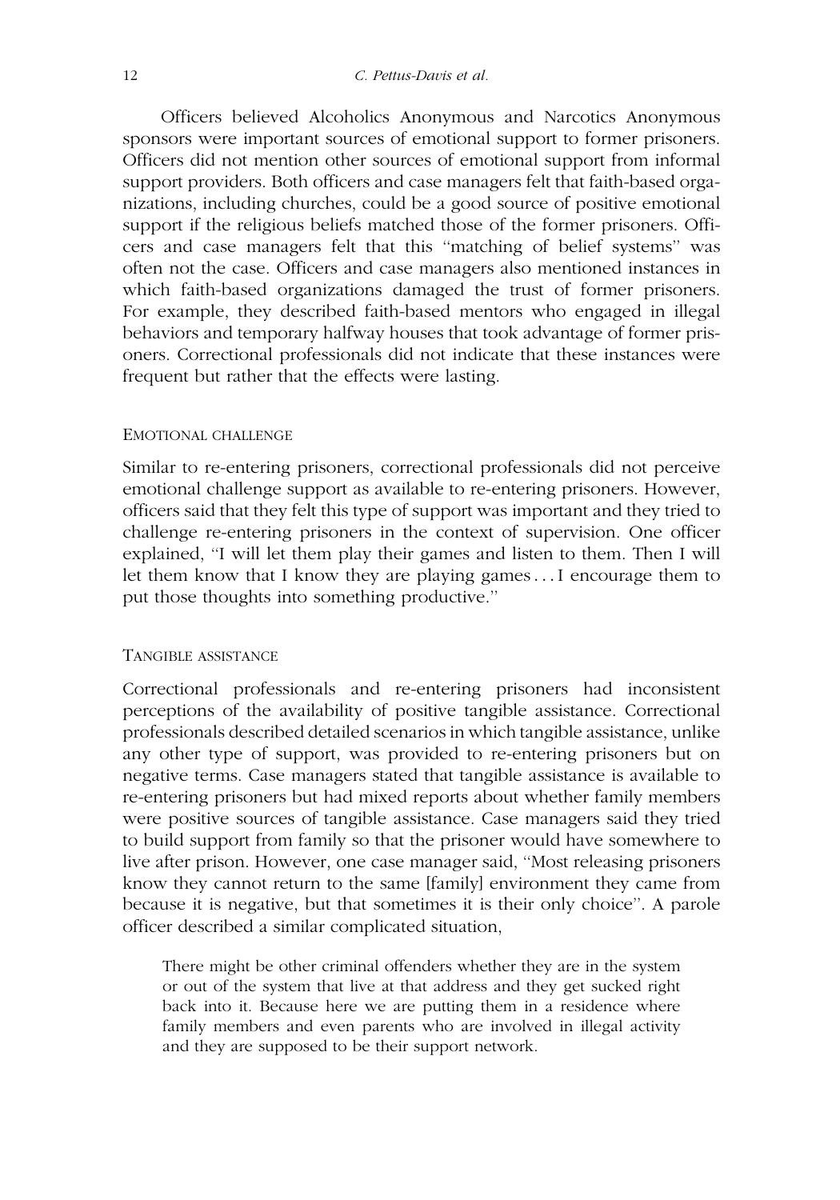Officers believed Alcoholics Anonymous and Narcotics Anonymous sponsors were important sources of emotional support to former prisoners. Officers did not mention other sources of emotional support from informal support providers. Both officers and case managers felt that faith-based organizations, including churches, could be a good source of positive emotional support if the religious beliefs matched those of the former prisoners. Officers and case managers felt that this "matching of belief systems" was often not the case. Officers and case managers also mentioned instances in which faith-based organizations damaged the trust of former prisoners. For example, they described faith-based mentors who engaged in illegal behaviors and temporary halfway houses that took advantage of former prisoners. Correctional professionals did not indicate that these instances were frequent but rather that the effects were lasting.

#### Emotional challenge

Similar to re-entering prisoners, correctional professionals did not perceive emotional challenge support as available to re-entering prisoners. However, officers said that they felt this type of support was important and they tried to challenge re-entering prisoners in the context of supervision. One officer explained, "I will let them play their games and listen to them. Then I will let them know that I know they are playing games . . . I encourage them to put those thoughts into something productive."

#### Tangible assistance

Correctional professionals and re-entering prisoners had inconsistent perceptions of the availability of positive tangible assistance. Correctional professionals described detailed scenarios in which tangible assistance, unlike any other type of support, was provided to re-entering prisoners but on negative terms. Case managers stated that tangible assistance is available to re-entering prisoners but had mixed reports about whether family members were positive sources of tangible assistance. Case managers said they tried to build support from family so that the prisoner would have somewhere to live after prison. However, one case manager said, "Most releasing prisoners know they cannot return to the same [family] environment they came from because it is negative, but that sometimes it is their only choice". A parole officer described a similar complicated situation,

> There might be other criminal offenders whether they are in the system or out of the system that live at that address and they get sucked right back into it. Because here we are putting them in a residence where family members and even parents who are involved in illegal activity and they are supposed to be their support network.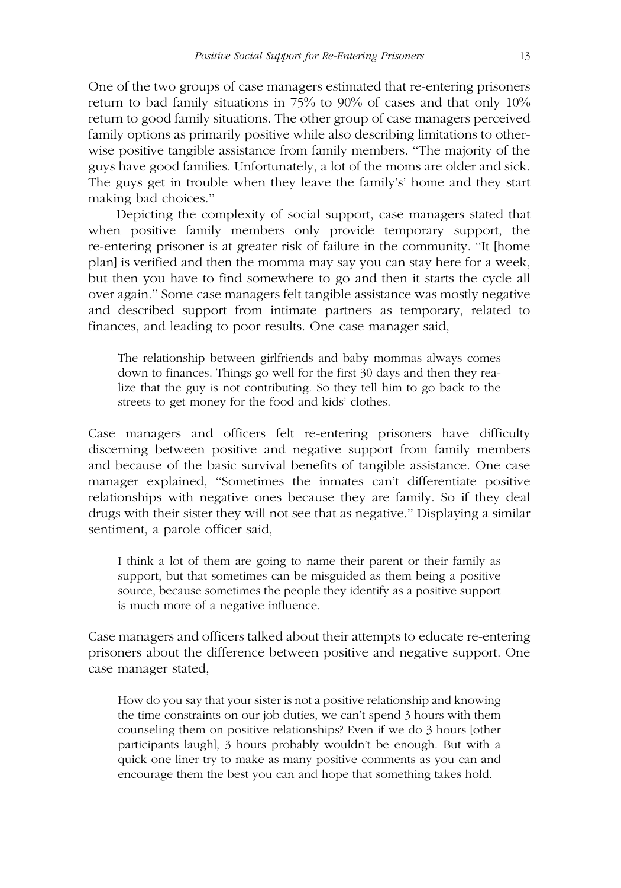One of the two groups of case managers estimated that re-entering prisoners return to bad family situations in 75% to 90% of cases and that only 10% return to good family situations. The other group of case managers perceived family options as primarily positive while also describing limitations to otherwise positive tangible assistance from family members. ''The majority of the guys have good families. Unfortunately, a lot of the moms are older and sick. The guys get in trouble when they leave the family's' home and they start making bad choices.''

Depicting the complexity of social support, case managers stated that when positive family members only provide temporary support, the re-entering prisoner is at greater risk of failure in the community. ''It [home plan] is verified and then the momma may say you can stay here for a week, but then you have to find somewhere to go and then it starts the cycle all over again.'' Some case managers felt tangible assistance was mostly negative and described support from intimate partners as temporary, related to finances, and leading to poor results. One case manager said,

> The relationship between girlfriends and baby mommas always comes down to finances. Things go well for the first 30 days and then they realize that the guy is not contributing. So they tell him to go back to the streets to get money for the food and kids' clothes.

Case managers and officers felt re-entering prisoners have difficulty discerning between positive and negative support from family members and because of the basic survival benefits of tangible assistance. One case manager explained, ''Sometimes the inmates can't differentiate positive relationships with negative ones because they are family. So if they deal drugs with their sister they will not see that as negative.'' Displaying a similar sentiment, a parole officer said,

> I think a lot of them are going to name their parent or their family as support, but that sometimes can be misguided as them being a positive source, because sometimes the people they identify as a positive support is much more of a negative influence.

Case managers and officers talked about their attempts to educate re-entering prisoners about the difference between positive and negative support. One case manager stated,

> How do you say that your sister is not a positive relationship and knowing the time constraints on our job duties, we can't spend 3 hours with them counseling them on positive relationships? Even if we do 3 hours [other participants laugh], 3 hours probably wouldn't be enough. But with a quick one liner try to make as many positive comments as you can and encourage them the best you can and hope that something takes hold.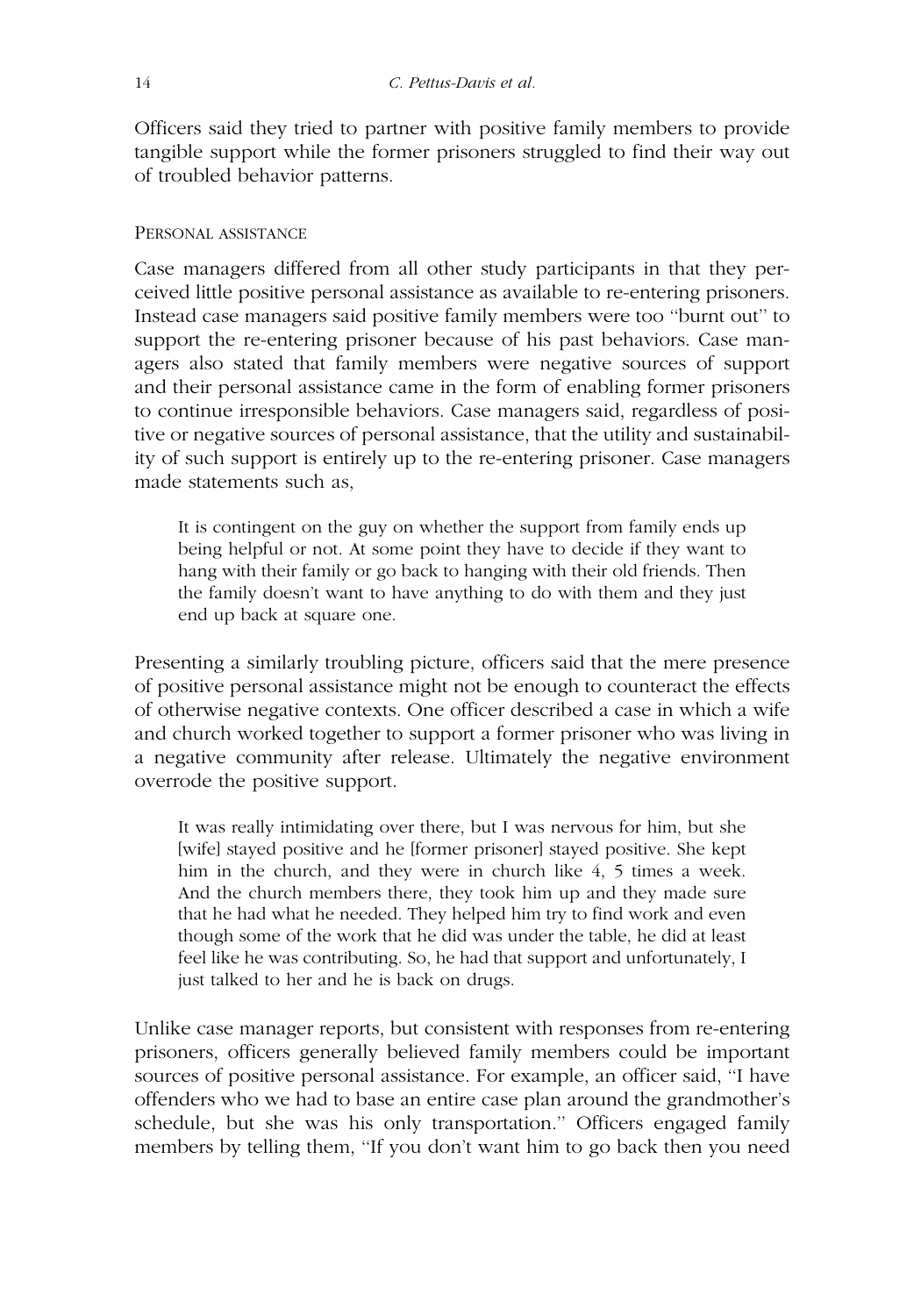Officers said they tried to partner with positive family members to provide tangible support while the former prisoners struggled to find their way out of troubled behavior patterns.

#### Personal assistance

Case managers differed from all other study participants in that they perceived little positive personal assistance as available to re-entering prisoners. Instead case managers said positive family members were too "burnt out" to support the re-entering prisoner because of his past behaviors. Case managers also stated that family members were negative sources of support and their personal assistance came in the form of enabling former prisoners to continue irresponsible behaviors. Case managers said, regardless of positive or negative sources of personal assistance, that the utility and sustainability of such support is entirely up to the re-entering prisoner. Case managers made statements such as,

> It is contingent on the guy on whether the support from family ends up being helpful or not. At some point they have to decide if they want to hang with their family or go back to hanging with their old friends. Then the family doesn't want to have anything to do with them and they just end up back at square one.

Presenting a similarly troubling picture, officers said that the mere presence of positive personal assistance might not be enough to counteract the effects of otherwise negative contexts. One officer described a case in which a wife and church worked together to support a former prisoner who was living in a negative community after release. Ultimately the negative environment overrode the positive support.

> It was really intimidating over there, but I was nervous for him, but she [wife] stayed positive and he [former prisoner] stayed positive. She kept him in the church, and they were in church like 4, 5 times a week. And the church members there, they took him up and they made sure that he had what he needed. They helped him try to find work and even though some of the work that he did was under the table, he did at least feel like he was contributing. So, he had that support and unfortunately, I just talked to her and he is back on drugs.

Unlike case manager reports, but consistent with responses from re-entering prisoners, officers generally believed family members could be important sources of positive personal assistance. For example, an officer said, "I have offenders who we had to base an entire case plan around the grandmother's schedule, but she was his only transportation." Officers engaged family members by telling them, "If you don't want him to go back then you need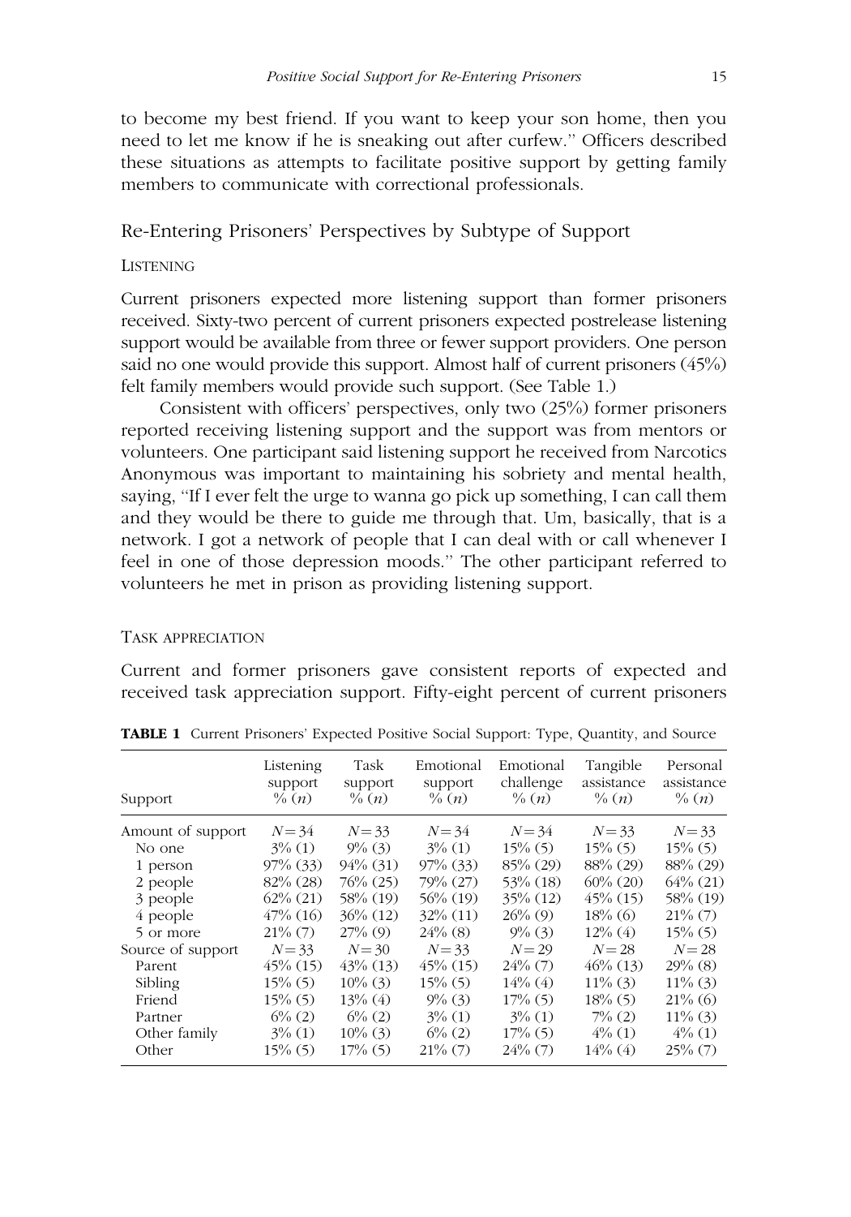to become my best friend. If you want to keep your son home, then you need to let me know if he is sneaking out after curfew.'' Officers described these situations as attempts to facilitate positive support by getting family members to communicate with correctional professionals.

## Re-Entering Prisoners' Perspectives by Subtype of Support

### LISTENING

Current prisoners expected more listening support than former prisoners received. Sixty-two percent of current prisoners expected postrelease listening support would be available from three or fewer support providers. One person said no one would provide this support. Almost half of current prisoners (45%) felt family members would provide such support. (See Table 1.)

Consistent with officers' perspectives, only two (25%) former prisoners reported receiving listening support and the support was from mentors or volunteers. One participant said listening support he received from Narcotics Anonymous was important to maintaining his sobriety and mental health, saying, ''If I ever felt the urge to wanna go pick up something, I can call them and they would be there to guide me through that. Um, basically, that is a network. I got a network of people that I can deal with or call whenever I feel in one of those depression moods.'' The other participant referred to volunteers he met in prison as providing listening support.

### TASK APPRECIATION

Current and former prisoners gave consistent reports of expected and received task appreciation support. Fifty-eight percent of current prisoners

**TABLE 1** Current Prisoners' Expected Positive Social Support: Type, Quantity, and Source

| Support | Listening support % (n) | Task support % (n) | Emotional support % (n) | Emotional challenge % (n) | Tangible assistance % (n) | Personal assistance % (n) |
|---|---|---|---|---|---|---|
| Amount of support | $N = 34$ | $N = 33$ | $N = 34$ | $N = 34$ | $N = 33$ | $N = 33$ |
| No one | 3% (1) | 9% (3) | 3% (1) | 15% (5) | 15% (5) | 15% (5) |
| 1 person | 97% (33) | 94% (31) | 97% (33) | 85% (29) | 88% (29) | 88% (29) |
| 2 people | 82% (28) | 76% (25) | 79% (27) | 53% (18) | 60% (20) | 64% (21) |
| 3 people | 62% (21) | 58% (19) | 56% (19) | 35% (12) | 45% (15) | 58% (19) |
| 4 people | 47% (16) | 36% (12) | 32% (11) | 26% (9) | 18% (6) | 21% (7) |
| 5 or more | 21% (7) | 27% (9) | 24% (8) | 9% (3) | 12% (4) | 15% (5) |
| Source of support | $N = 33$ | $N = 30$ | $N = 33$ | $N = 29$ | $N = 28$ | $N = 28$ |
| Parent | 45% (15) | 43% (13) | 45% (15) | 24% (7) | 46% (13) | 29% (8) |
| Sibling | 15% (5) | 10% (3) | 15% (5) | 14% (4) | 11% (3) | 11% (3) |
| Friend | 15% (5) | 13% (4) | 9% (3) | 17% (5) | 18% (5) | 21% (6) |
| Partner | 6% (2) | 6% (2) | 3% (1) | 3% (1) | 7% (2) | 11% (3) |
| Other family | 3% (1) | 10% (3) | 6% (2) | 17% (5) | 4% (1) | 4% (1) |
| Other | 15% (5) | 17% (5) | 21% (7) | 24% (7) | 14% (4) | 25% (7) |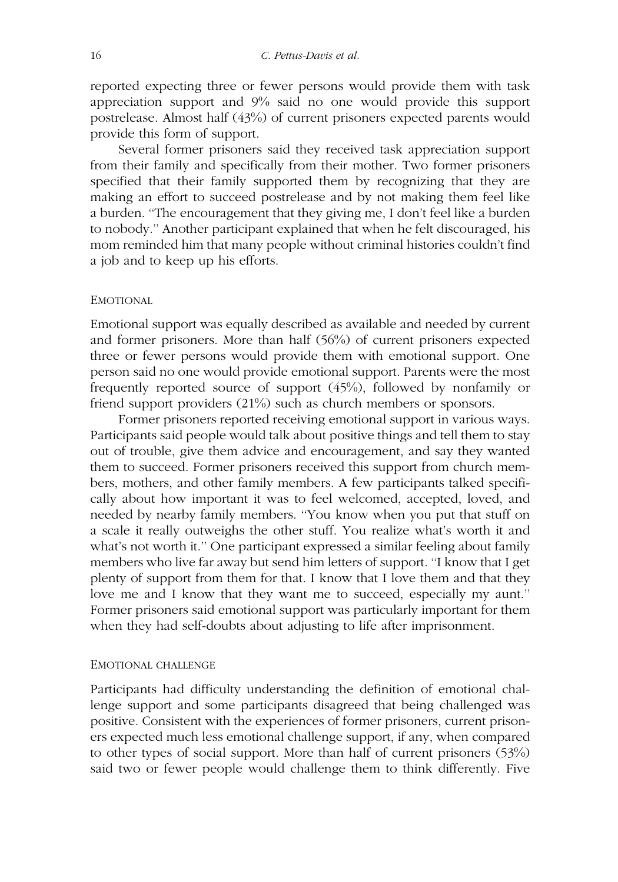reported expecting three or fewer persons would provide them with task appreciation support and 9% said no one would provide this support postrelease. Almost half (43%) of current prisoners expected parents would provide this form of support.

Several former prisoners said they received task appreciation support from their family and specifically from their mother. Two former prisoners specified that their family supported them by recognizing that they are making an effort to succeed postrelease and by not making them feel like a burden. "The encouragement that they giving me, I don't feel like a burden to nobody." Another participant explained that when he felt discouraged, his mom reminded him that many people without criminal histories couldn't find a job and to keep up his efforts.

### EMOTIONAL

Emotional support was equally described as available and needed by current and former prisoners. More than half (56%) of current prisoners expected three or fewer persons would provide them with emotional support. One person said no one would provide emotional support. Parents were the most frequently reported source of support (45%), followed by nonfamily or friend support providers (21%) such as church members or sponsors.

Former prisoners reported receiving emotional support in various ways. Participants said people would talk about positive things and tell them to stay out of trouble, give them advice and encouragement, and say they wanted them to succeed. Former prisoners received this support from church members, mothers, and other family members. A few participants talked specifically about how important it was to feel welcomed, accepted, loved, and needed by nearby family members. "You know when you put that stuff on a scale it really outweighs the other stuff. You realize what's worth it and what's not worth it." One participant expressed a similar feeling about family members who live far away but send him letters of support. "I know that I get plenty of support from them for that. I know that I love them and that they love me and I know that they want me to succeed, especially my aunt." Former prisoners said emotional support was particularly important for them when they had self-doubts about adjusting to life after imprisonment.

### EMOTIONAL CHALLENGE

Participants had difficulty understanding the definition of emotional challenge support and some participants disagreed that being challenged was positive. Consistent with the experiences of former prisoners, current prisoners expected much less emotional challenge support, if any, when compared to other types of social support. More than half of current prisoners (53%) said two or fewer people would challenge them to think differently. Five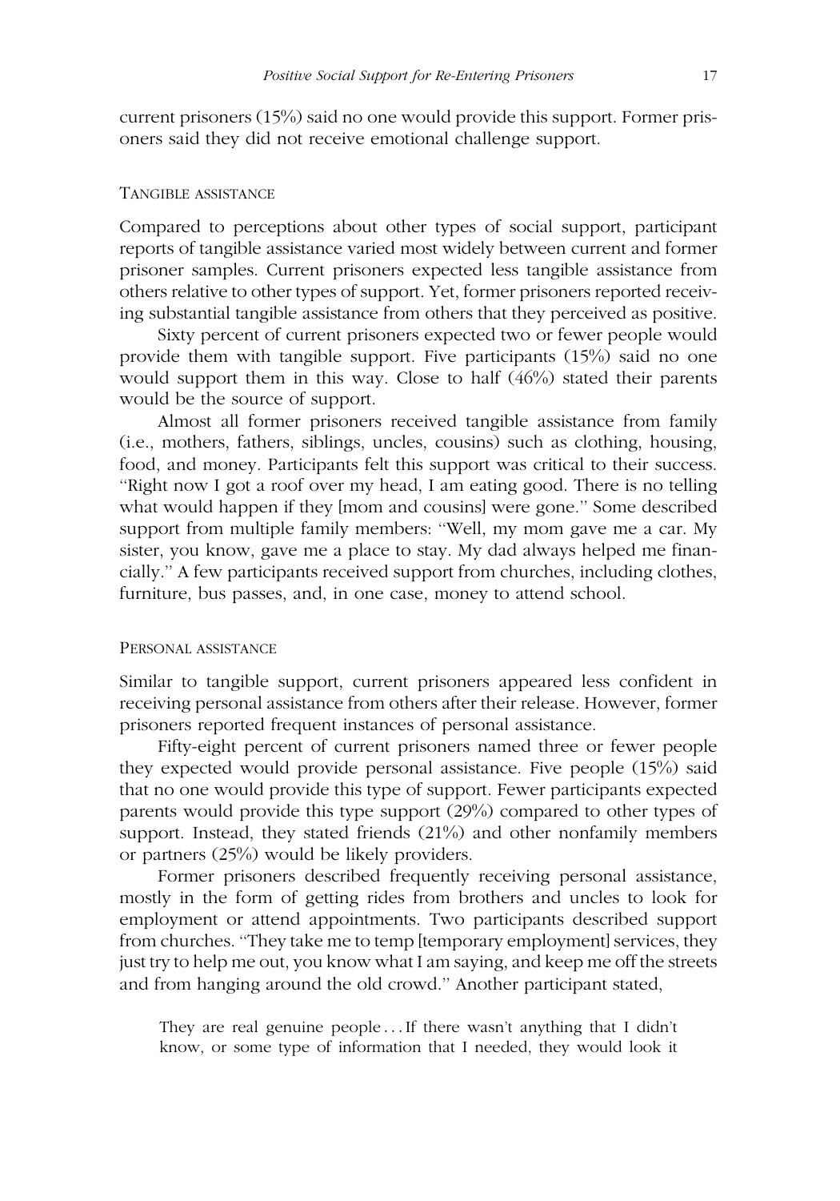current prisoners (15%) said no one would provide this support. Former prisoners said they did not receive emotional challenge support.

### Tangible assistance

Compared to perceptions about other types of social support, participant reports of tangible assistance varied most widely between current and former prisoner samples. Current prisoners expected less tangible assistance from others relative to other types of support. Yet, former prisoners reported receiving substantial tangible assistance from others that they perceived as positive.

Sixty percent of current prisoners expected two or fewer people would provide them with tangible support. Five participants (15%) said no one would support them in this way. Close to half (46%) stated their parents would be the source of support.

Almost all former prisoners received tangible assistance from family (i.e., mothers, fathers, siblings, uncles, cousins) such as clothing, housing, food, and money. Participants felt this support was critical to their success. "Right now I got a roof over my head, I am eating good. There is no telling what would happen if they [mom and cousins] were gone." Some described support from multiple family members: "Well, my mom gave me a car. My sister, you know, gave me a place to stay. My dad always helped me financially." A few participants received support from churches, including clothes, furniture, bus passes, and, in one case, money to attend school.

### Personal assistance

Similar to tangible support, current prisoners appeared less confident in receiving personal assistance from others after their release. However, former prisoners reported frequent instances of personal assistance.

Fifty-eight percent of current prisoners named three or fewer people they expected would provide personal assistance. Five people (15%) said that no one would provide this type of support. Fewer participants expected parents would provide this type support (29%) compared to other types of support. Instead, they stated friends (21%) and other nonfamily members or partners (25%) would be likely providers.

Former prisoners described frequently receiving personal assistance, mostly in the form of getting rides from brothers and uncles to look for employment or attend appointments. Two participants described support from churches. "They take me to temp [temporary employment] services, they just try to help me out, you know what I am saying, and keep me off the streets and from hanging around the old crowd." Another participant stated,

> They are real genuine people . . . If there wasn't anything that I didn't know, or some type of information that I needed, they would look it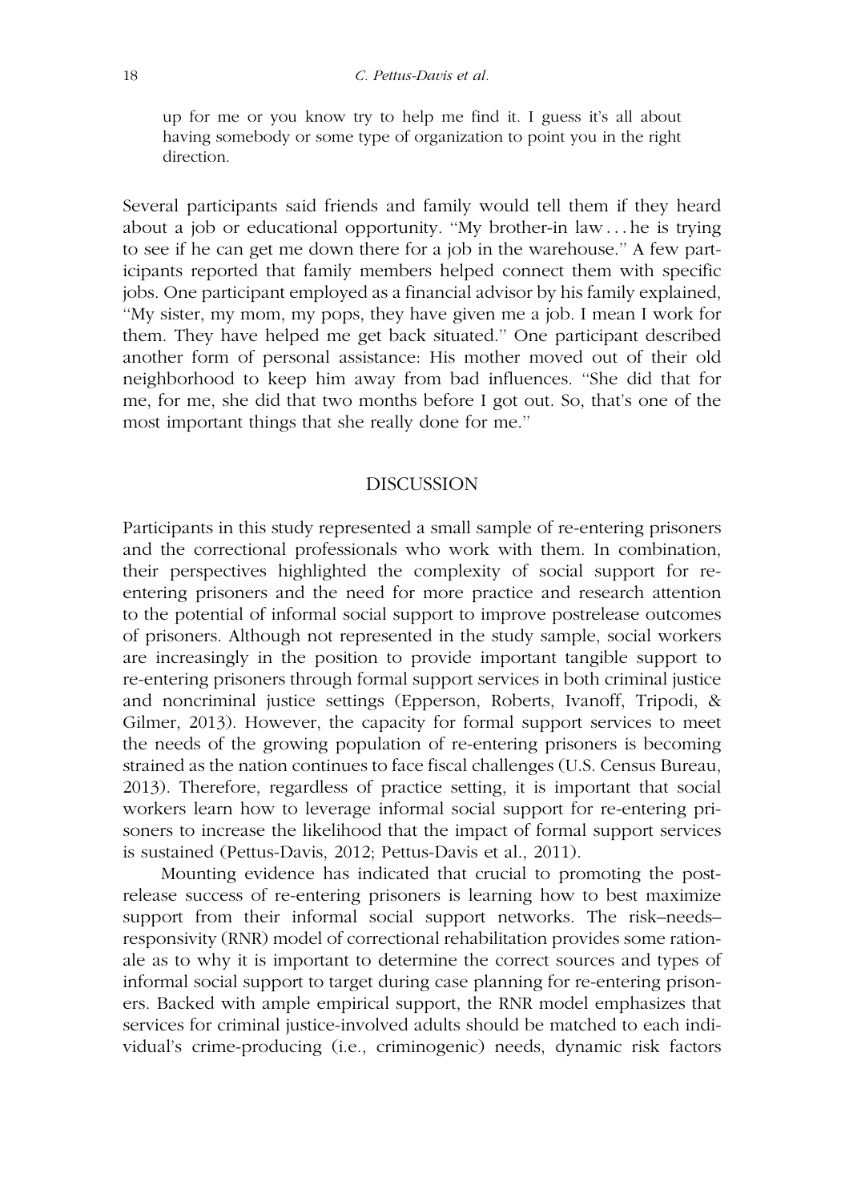up for me or you know try to help me find it. I guess it's all about having somebody or some type of organization to point you in the right direction.

Several participants said friends and family would tell them if they heard about a job or educational opportunity. "My brother-in law . . . he is trying to see if he can get me down there for a job in the warehouse." A few participants reported that family members helped connect them with specific jobs. One participant employed as a financial advisor by his family explained, "My sister, my mom, my pops, they have given me a job. I mean I work for them. They have helped me get back situated." One participant described another form of personal assistance: His mother moved out of their old neighborhood to keep him away from bad influences. "She did that for me, for me, she did that two months before I got out. So, that's one of the most important things that she really done for me."

## DISCUSSION

Participants in this study represented a small sample of re-entering prisoners and the correctional professionals who work with them. In combination, their perspectives highlighted the complexity of social support for re-entering prisoners and the need for more practice and research attention to the potential of informal social support to improve postrelease outcomes of prisoners. Although not represented in the study sample, social workers are increasingly in the position to provide important tangible support to re-entering prisoners through formal support services in both criminal justice and noncriminal justice settings (Epperson, Roberts, Ivanoff, Tripodi, & Gilmer, 2013). However, the capacity for formal support services to meet the needs of the growing population of re-entering prisoners is becoming strained as the nation continues to face fiscal challenges (U.S. Census Bureau, 2013). Therefore, regardless of practice setting, it is important that social workers learn how to leverage informal social support for re-entering prisoners to increase the likelihood that the impact of formal support services is sustained (Pettus-Davis, 2012; Pettus-Davis et al., 2011).

Mounting evidence has indicated that crucial to promoting the postrelease success of re-entering prisoners is learning how to best maximize support from their informal social support networks. The risk–needs–responsivity (RNR) model of correctional rehabilitation provides some rationale as to why it is important to determine the correct sources and types of informal social support to target during case planning for re-entering prisoners. Backed with ample empirical support, the RNR model emphasizes that services for criminal justice-involved adults should be matched to each individual's crime-producing (i.e., criminogenic) needs, dynamic risk factors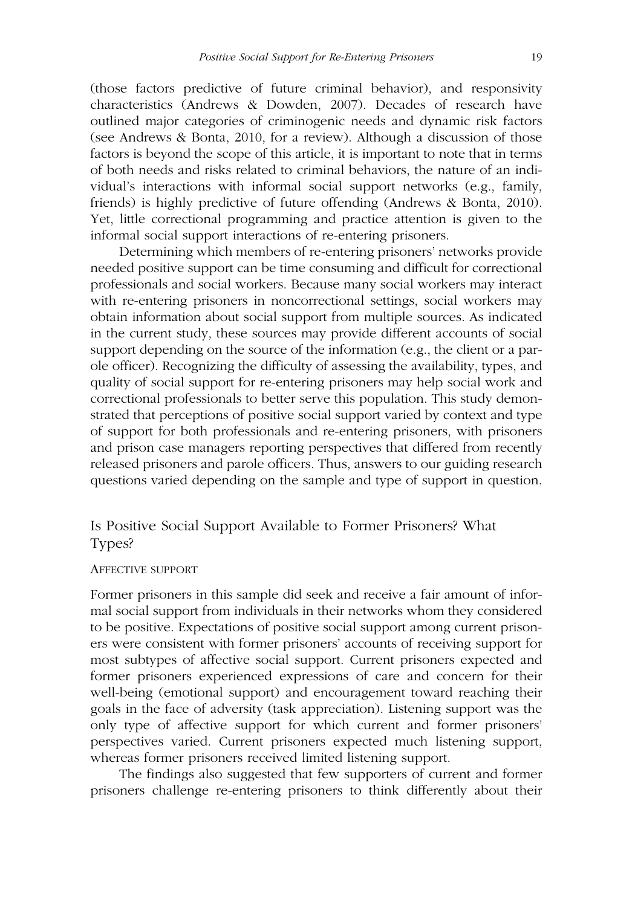(those factors predictive of future criminal behavior), and responsivity characteristics (Andrews & Dowden, 2007). Decades of research have outlined major categories of criminogenic needs and dynamic risk factors (see Andrews & Bonta, 2010, for a review). Although a discussion of those factors is beyond the scope of this article, it is important to note that in terms of both needs and risks related to criminal behaviors, the nature of an individual's interactions with informal social support networks (e.g., family, friends) is highly predictive of future offending (Andrews & Bonta, 2010). Yet, little correctional programming and practice attention is given to the informal social support interactions of re-entering prisoners.

Determining which members of re-entering prisoners' networks provide needed positive support can be time consuming and difficult for correctional professionals and social workers. Because many social workers may interact with re-entering prisoners in noncorrectional settings, social workers may obtain information about social support from multiple sources. As indicated in the current study, these sources may provide different accounts of social support depending on the source of the information (e.g., the client or a parole officer). Recognizing the difficulty of assessing the availability, types, and quality of social support for re-entering prisoners may help social work and correctional professionals to better serve this population. This study demonstrated that perceptions of positive social support varied by context and type of support for both professionals and re-entering prisoners, with prisoners and prison case managers reporting perspectives that differed from recently released prisoners and parole officers. Thus, answers to our guiding research questions varied depending on the sample and type of support in question.

## Is Positive Social Support Available to Former Prisoners? What Types?

### AFFECTIVE SUPPORT

Former prisoners in this sample did seek and receive a fair amount of informal social support from individuals in their networks whom they considered to be positive. Expectations of positive social support among current prisoners were consistent with former prisoners' accounts of receiving support for most subtypes of affective social support. Current prisoners expected and former prisoners experienced expressions of care and concern for their well-being (emotional support) and encouragement toward reaching their goals in the face of adversity (task appreciation). Listening support was the only type of affective support for which current and former prisoners' perspectives varied. Current prisoners expected much listening support, whereas former prisoners received limited listening support.

The findings also suggested that few supporters of current and former prisoners challenge re-entering prisoners to think differently about their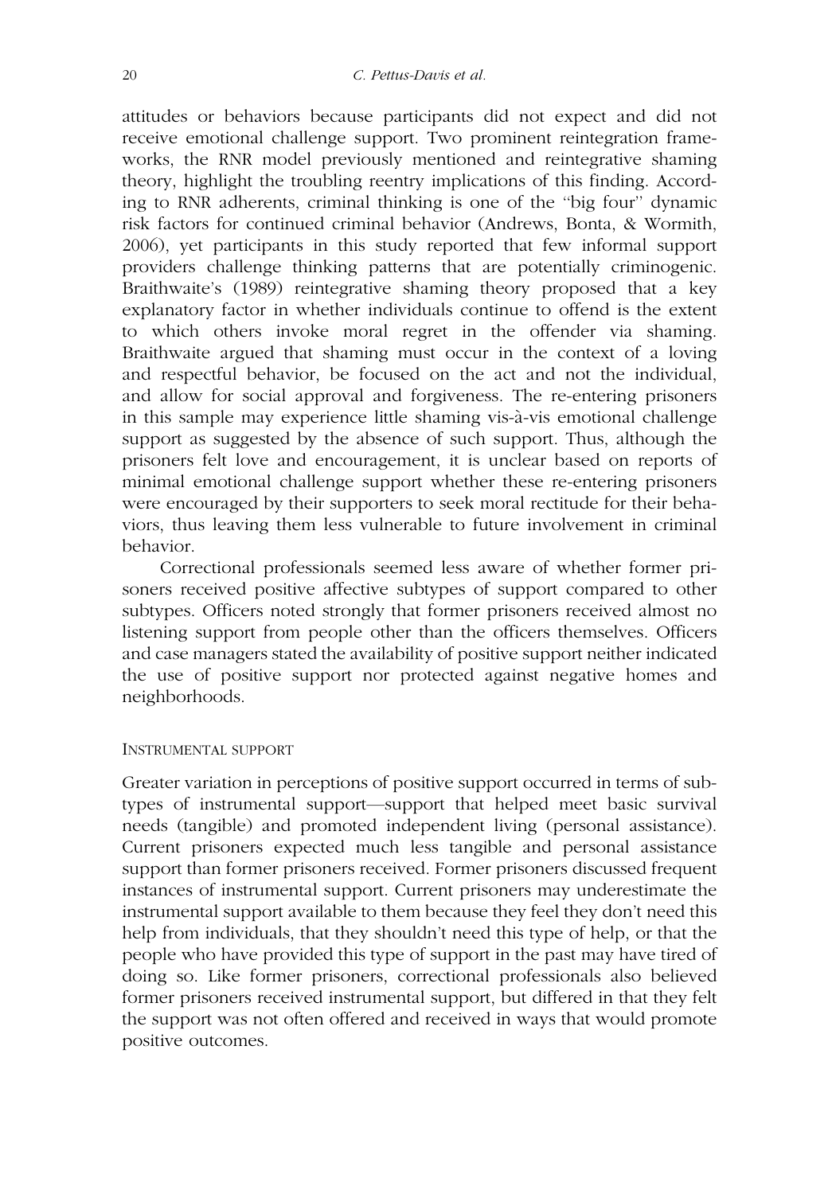attitudes or behaviors because participants did not expect and did not receive emotional challenge support. Two prominent reintegration frameworks, the RNR model previously mentioned and reintegrative shaming theory, highlight the troubling reentry implications of this finding. According to RNR adherents, criminal thinking is one of the "big four" dynamic risk factors for continued criminal behavior (Andrews, Bonta, & Wormith, 2006), yet participants in this study reported that few informal support providers challenge thinking patterns that are potentially criminogenic. Braithwaite's (1989) reintegrative shaming theory proposed that a key explanatory factor in whether individuals continue to offend is the extent to which others invoke moral regret in the offender via shaming. Braithwaite argued that shaming must occur in the context of a loving and respectful behavior, be focused on the act and not the individual, and allow for social approval and forgiveness. The re-entering prisoners in this sample may experience little shaming vis-à-vis emotional challenge support as suggested by the absence of such support. Thus, although the prisoners felt love and encouragement, it is unclear based on reports of minimal emotional challenge support whether these re-entering prisoners were encouraged by their supporters to seek moral rectitude for their behaviors, thus leaving them less vulnerable to future involvement in criminal behavior.

Correctional professionals seemed less aware of whether former prisoners received positive affective subtypes of support compared to other subtypes. Officers noted strongly that former prisoners received almost no listening support from people other than the officers themselves. Officers and case managers stated the availability of positive support neither indicated the use of positive support nor protected against negative homes and neighborhoods.

#### INSTRUMENTAL SUPPORT

Greater variation in perceptions of positive support occurred in terms of subtypes of instrumental support—support that helped meet basic survival needs (tangible) and promoted independent living (personal assistance). Current prisoners expected much less tangible and personal assistance support than former prisoners received. Former prisoners discussed frequent instances of instrumental support. Current prisoners may underestimate the instrumental support available to them because they feel they don't need this help from individuals, that they shouldn't need this type of help, or that the people who have provided this type of support in the past may have tired of doing so. Like former prisoners, correctional professionals also believed former prisoners received instrumental support, but differed in that they felt the support was not often offered and received in ways that would promote positive outcomes.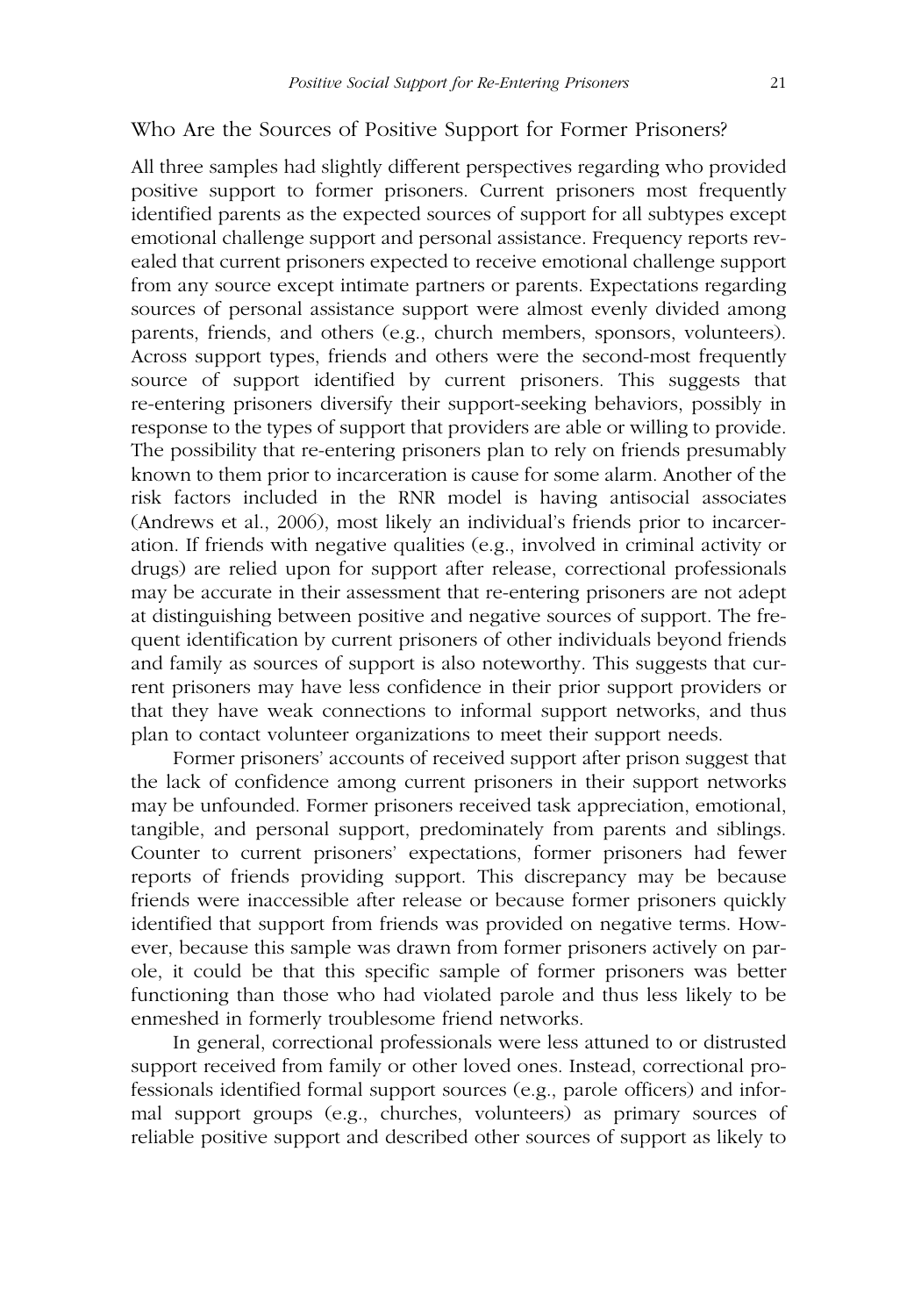## Who Are the Sources of Positive Support for Former Prisoners?

All three samples had slightly different perspectives regarding who provided positive support to former prisoners. Current prisoners most frequently identified parents as the expected sources of support for all subtypes except emotional challenge support and personal assistance. Frequency reports revealed that current prisoners expected to receive emotional challenge support from any source except intimate partners or parents. Expectations regarding sources of personal assistance support were almost evenly divided among parents, friends, and others (e.g., church members, sponsors, volunteers). Across support types, friends and others were the second-most frequently source of support identified by current prisoners. This suggests that re-entering prisoners diversify their support-seeking behaviors, possibly in response to the types of support that providers are able or willing to provide. The possibility that re-entering prisoners plan to rely on friends presumably known to them prior to incarceration is cause for some alarm. Another of the risk factors included in the RNR model is having antisocial associates (Andrews et al., 2006), most likely an individual's friends prior to incarceration. If friends with negative qualities (e.g., involved in criminal activity or drugs) are relied upon for support after release, correctional professionals may be accurate in their assessment that re-entering prisoners are not adept at distinguishing between positive and negative sources of support. The frequent identification by current prisoners of other individuals beyond friends and family as sources of support is also noteworthy. This suggests that current prisoners may have less confidence in their prior support providers or that they have weak connections to informal support networks, and thus plan to contact volunteer organizations to meet their support needs.

Former prisoners' accounts of received support after prison suggest that the lack of confidence among current prisoners in their support networks may be unfounded. Former prisoners received task appreciation, emotional, tangible, and personal support, predominately from parents and siblings. Counter to current prisoners' expectations, former prisoners had fewer reports of friends providing support. This discrepancy may be because friends were inaccessible after release or because former prisoners quickly identified that support from friends was provided on negative terms. However, because this sample was drawn from former prisoners actively on parole, it could be that this specific sample of former prisoners was better functioning than those who had violated parole and thus less likely to be enmeshed in formerly troublesome friend networks.

In general, correctional professionals were less attuned to or distrusted support received from family or other loved ones. Instead, correctional professionals identified formal support sources (e.g., parole officers) and informal support groups (e.g., churches, volunteers) as primary sources of reliable positive support and described other sources of support as likely to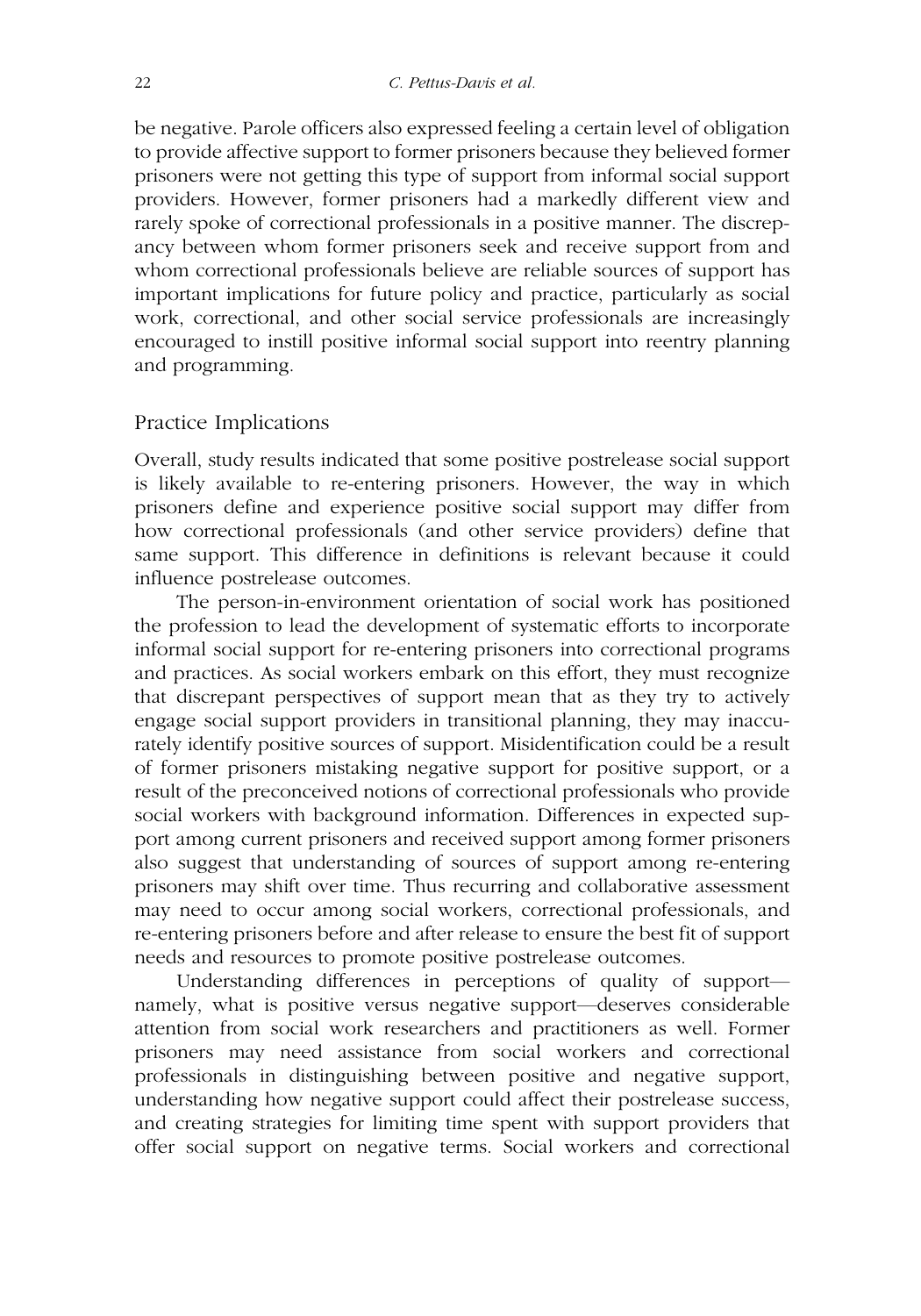be negative. Parole officers also expressed feeling a certain level of obligation to provide affective support to former prisoners because they believed former prisoners were not getting this type of support from informal social support providers. However, former prisoners had a markedly different view and rarely spoke of correctional professionals in a positive manner. The discrepancy between whom former prisoners seek and receive support from and whom correctional professionals believe are reliable sources of support has important implications for future policy and practice, particularly as social work, correctional, and other social service professionals are increasingly encouraged to instill positive informal social support into reentry planning and programming.

## Practice Implications

Overall, study results indicated that some positive postrelease social support is likely available to re-entering prisoners. However, the way in which prisoners define and experience positive social support may differ from how correctional professionals (and other service providers) define that same support. This difference in definitions is relevant because it could influence postrelease outcomes.

The person-in-environment orientation of social work has positioned the profession to lead the development of systematic efforts to incorporate informal social support for re-entering prisoners into correctional programs and practices. As social workers embark on this effort, they must recognize that discrepant perspectives of support mean that as they try to actively engage social support providers in transitional planning, they may inaccurately identify positive sources of support. Misidentification could be a result of former prisoners mistaking negative support for positive support, or a result of the preconceived notions of correctional professionals who provide social workers with background information. Differences in expected support among current prisoners and received support among former prisoners also suggest that understanding of sources of support among re-entering prisoners may shift over time. Thus recurring and collaborative assessment may need to occur among social workers, correctional professionals, and re-entering prisoners before and after release to ensure the best fit of support needs and resources to promote positive postrelease outcomes.

Understanding differences in perceptions of quality of support—namely, what is positive versus negative support—deserves considerable attention from social work researchers and practitioners as well. Former prisoners may need assistance from social workers and correctional professionals in distinguishing between positive and negative support, understanding how negative support could affect their postrelease success, and creating strategies for limiting time spent with support providers that offer social support on negative terms. Social workers and correctional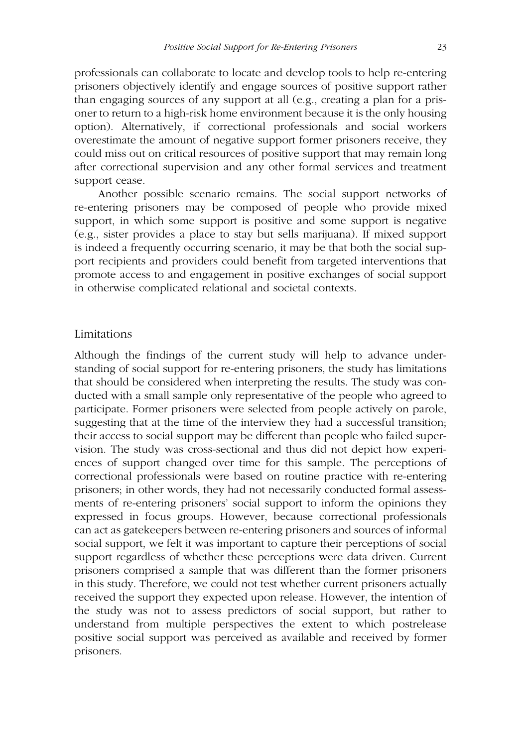professionals can collaborate to locate and develop tools to help re-entering prisoners objectively identify and engage sources of positive support rather than engaging sources of any support at all (e.g., creating a plan for a prisoner to return to a high-risk home environment because it is the only housing option). Alternatively, if correctional professionals and social workers overestimate the amount of negative support former prisoners receive, they could miss out on critical resources of positive support that may remain long after correctional supervision and any other formal services and treatment support cease.

Another possible scenario remains. The social support networks of re-entering prisoners may be composed of people who provide mixed support, in which some support is positive and some support is negative (e.g., sister provides a place to stay but sells marijuana). If mixed support is indeed a frequently occurring scenario, it may be that both the social support recipients and providers could benefit from targeted interventions that promote access to and engagement in positive exchanges of social support in otherwise complicated relational and societal contexts.

## Limitations

Although the findings of the current study will help to advance understanding of social support for re-entering prisoners, the study has limitations that should be considered when interpreting the results. The study was conducted with a small sample only representative of the people who agreed to participate. Former prisoners were selected from people actively on parole, suggesting that at the time of the interview they had a successful transition; their access to social support may be different than people who failed supervision. The study was cross-sectional and thus did not depict how experiences of support changed over time for this sample. The perceptions of correctional professionals were based on routine practice with re-entering prisoners; in other words, they had not necessarily conducted formal assessments of re-entering prisoners' social support to inform the opinions they expressed in focus groups. However, because correctional professionals can act as gatekeepers between re-entering prisoners and sources of informal social support, we felt it was important to capture their perceptions of social support regardless of whether these perceptions were data driven. Current prisoners comprised a sample that was different than the former prisoners in this study. Therefore, we could not test whether current prisoners actually received the support they expected upon release. However, the intention of the study was not to assess predictors of social support, but rather to understand from multiple perspectives the extent to which postrelease positive social support was perceived as available and received by former prisoners.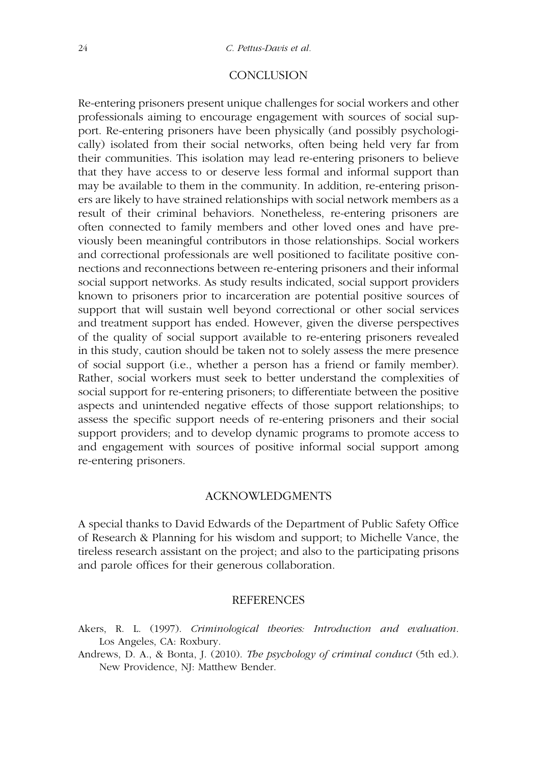## CONCLUSION

Re-entering prisoners present unique challenges for social workers and other professionals aiming to encourage engagement with sources of social support. Re-entering prisoners have been physically (and possibly psychologically) isolated from their social networks, often being held very far from their communities. This isolation may lead re-entering prisoners to believe that they have access to or deserve less formal and informal support than may be available to them in the community. In addition, re-entering prisoners are likely to have strained relationships with social network members as a result of their criminal behaviors. Nonetheless, re-entering prisoners are often connected to family members and other loved ones and have previously been meaningful contributors in those relationships. Social workers and correctional professionals are well positioned to facilitate positive connections and reconnections between re-entering prisoners and their informal social support networks. As study results indicated, social support providers known to prisoners prior to incarceration are potential positive sources of support that will sustain well beyond correctional or other social services and treatment support has ended. However, given the diverse perspectives of the quality of social support available to re-entering prisoners revealed in this study, caution should be taken not to solely assess the mere presence of social support (i.e., whether a person has a friend or family member). Rather, social workers must seek to better understand the complexities of social support for re-entering prisoners; to differentiate between the positive aspects and unintended negative effects of those support relationships; to assess the specific support needs of re-entering prisoners and their social support providers; and to develop dynamic programs to promote access to and engagement with sources of positive informal social support among re-entering prisoners.

## ACKNOWLEDGMENTS

A special thanks to David Edwards of the Department of Public Safety Office of Research & Planning for his wisdom and support; to Michelle Vance, the tireless research assistant on the project; and also to the participating prisons and parole offices for their generous collaboration.

## REFERENCES

Akers, R. L. (1997). *Criminological theories: Introduction and evaluation*. Los Angeles, CA: Roxbury.

Andrews, D. A., & Bonta, J. (2010). *The psychology of criminal conduct* (5th ed.). New Providence, NJ: Matthew Bender.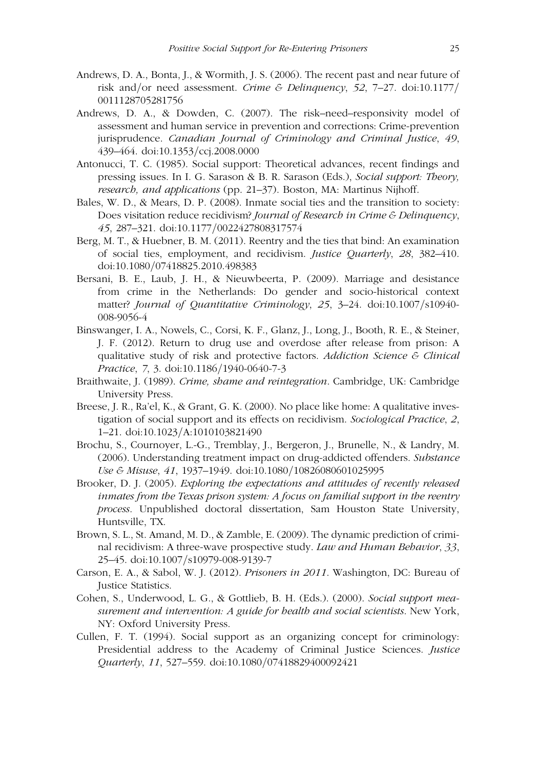Andrews, D. A., Bonta, J., & Wormith, J. S. (2006). The recent past and near future of risk and/or need assessment. *Crime & Delinquency*, *52*, 7–27. doi:10.1177/0011128705281756

Andrews, D. A., & Dowden, C. (2007). The risk–need–responsivity model of assessment and human service in prevention and corrections: Crime-prevention jurisprudence. *Canadian Journal of Criminology and Criminal Justice*, *49*, 439–464. doi:10.1353/ccj.2008.0000

Antonucci, T. C. (1985). Social support: Theoretical advances, recent findings and pressing issues. In I. G. Sarason & B. R. Sarason (Eds.), *Social support: Theory, research, and applications* (pp. 21–37). Boston, MA: Martinus Nijhoff.

Bales, W. D., & Mears, D. P. (2008). Inmate social ties and the transition to society: Does visitation reduce recidivism? *Journal of Research in Crime & Delinquency*, *45*, 287–321. doi:10.1177/0022427808317574

Berg, M. T., & Huebner, B. M. (2011). Reentry and the ties that bind: An examination of social ties, employment, and recidivism. *Justice Quarterly*, *28*, 382–410. doi:10.1080/07418825.2010.498383

Bersani, B. E., Laub, J. H., & Nieuwbeerta, P. (2009). Marriage and desistance from crime in the Netherlands: Do gender and socio-historical context matter? *Journal of Quantitative Criminology*, *25*, 3–24. doi:10.1007/s10940-008-9056-4

Binswanger, I. A., Nowels, C., Corsi, K. F., Glanz, J., Long, J., Booth, R. E., & Steiner, J. F. (2012). Return to drug use and overdose after release from prison: A qualitative study of risk and protective factors. *Addiction Science & Clinical Practice*, *7*, 3. doi:10.1186/1940-0640-7-3

Braithwaite, J. (1989). *Crime, shame and reintegration*. Cambridge, UK: Cambridge University Press.

Breese, J. R., Ra'el, K., & Grant, G. K. (2000). No place like home: A qualitative investigation of social support and its effects on recidivism. *Sociological Practice*, *2*, 1–21. doi:10.1023/A:1010103821490

Brochu, S., Cournoyer, L.-G., Tremblay, J., Bergeron, J., Brunelle, N., & Landry, M. (2006). Understanding treatment impact on drug-addicted offenders. *Substance Use & Misuse*, *41*, 1937–1949. doi:10.1080/10826080601025995

Brooker, D. J. (2005). *Exploring the expectations and attitudes of recently released inmates from the Texas prison system: A focus on familial support in the reentry process*. Unpublished doctoral dissertation, Sam Houston State University, Huntsville, TX.

Brown, S. L., St. Amand, M. D., & Zamble, E. (2009). The dynamic prediction of criminal recidivism: A three-wave prospective study. *Law and Human Behavior*, *33*, 25–45. doi:10.1007/s10979-008-9139-7

Carson, E. A., & Sabol, W. J. (2012). *Prisoners in 2011*. Washington, DC: Bureau of Justice Statistics.

Cohen, S., Underwood, L. G., & Gottlieb, B. H. (Eds.). (2000). *Social support measurement and intervention: A guide for health and social scientists*. New York, NY: Oxford University Press.

Cullen, F. T. (1994). Social support as an organizing concept for criminology: Presidential address to the Academy of Criminal Justice Sciences. *Justice Quarterly*, *11*, 527–559. doi:10.1080/07418829400092421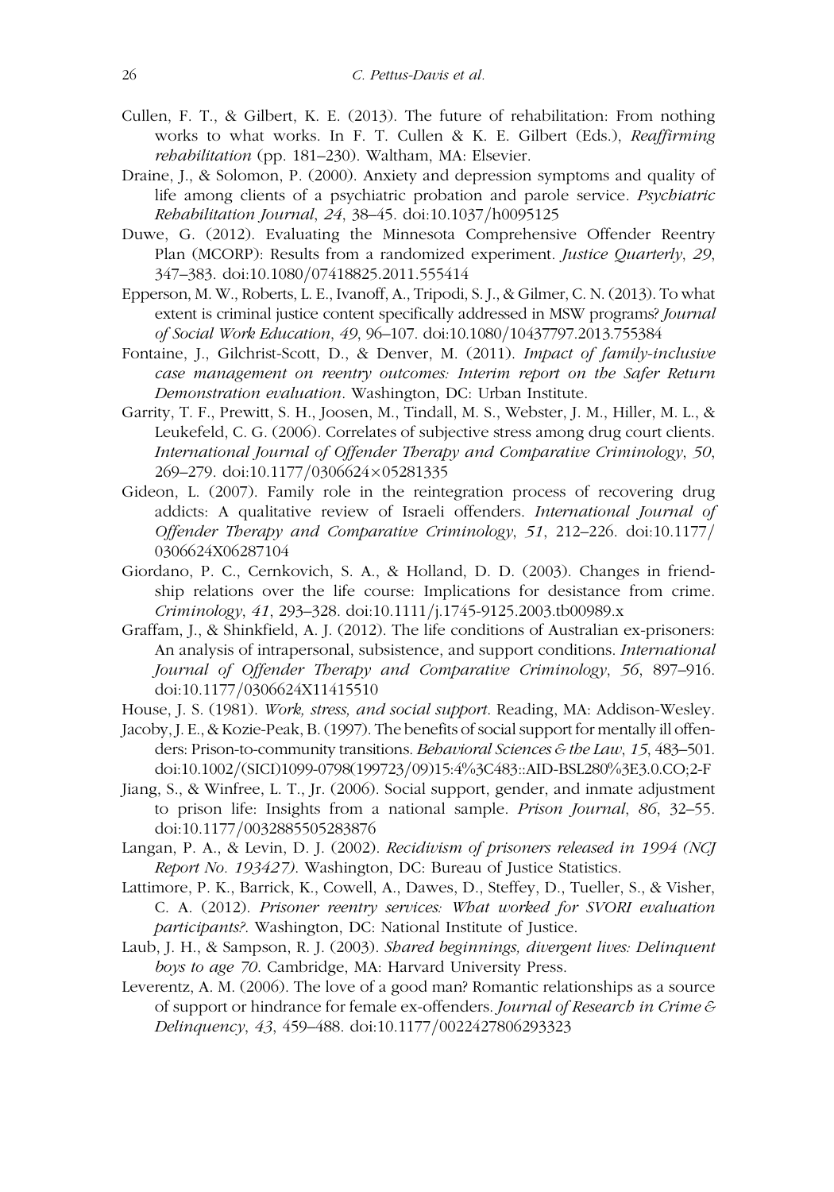Cullen, F. T., & Gilbert, K. E. (2013). The future of rehabilitation: From nothing works to what works. In F. T. Cullen & K. E. Gilbert (Eds.), *Reaffirming rehabilitation* (pp. 181–230). Waltham, MA: Elsevier.

Draine, J., & Solomon, P. (2000). Anxiety and depression symptoms and quality of life among clients of a psychiatric probation and parole service. *Psychiatric Rehabilitation Journal*, *24*, 38–45. doi:10.1037/h0095125

Duwe, G. (2012). Evaluating the Minnesota Comprehensive Offender Reentry Plan (MCORP): Results from a randomized experiment. *Justice Quarterly*, *29*, 347–383. doi:10.1080/07418825.2011.555414

Epperson, M. W., Roberts, L. E., Ivanoff, A., Tripodi, S. J., & Gilmer, C. N. (2013). To what extent is criminal justice content specifically addressed in MSW programs? *Journal of Social Work Education*, *49*, 96–107. doi:10.1080/10437797.2013.755384

Fontaine, J., Gilchrist-Scott, D., & Denver, M. (2011). *Impact of family-inclusive case management on reentry outcomes: Interim report on the Safer Return Demonstration evaluation*. Washington, DC: Urban Institute.

Garrity, T. F., Prewitt, S. H., Joosen, M., Tindall, M. S., Webster, J. M., Hiller, M. L., & Leukefeld, C. G. (2006). Correlates of subjective stress among drug court clients. *International Journal of Offender Therapy and Comparative Criminology*, *50*, 269–279. doi:10.1177/0306624×05281335

Gideon, L. (2007). Family role in the reintegration process of recovering drug addicts: A qualitative review of Israeli offenders. *International Journal of Offender Therapy and Comparative Criminology*, *51*, 212–226. doi:10.1177/0306624X06287104

Giordano, P. C., Cernkovich, S. A., & Holland, D. D. (2003). Changes in friendship relations over the life course: Implications for desistance from crime. *Criminology*, *41*, 293–328. doi:10.1111/j.1745-9125.2003.tb00989.x

Graffam, J., & Shinkfield, A. J. (2012). The life conditions of Australian ex-prisoners: An analysis of intrapersonal, subsistence, and support conditions. *International Journal of Offender Therapy and Comparative Criminology*, *56*, 897–916. doi:10.1177/0306624X11415510

House, J. S. (1981). *Work, stress, and social support*. Reading, MA: Addison-Wesley.

Jacoby, J. E., & Kozie-Peak, B. (1997). The benefits of social support for mentally ill offenders: Prison-to-community transitions. *Behavioral Sciences & the Law*, *15*, 483–501. doi:10.1002/(SICI)1099-0798(199723/09)15:4%3C483::AID-BSL280%3E3.0.CO;2-F

Jiang, S., & Winfree, L. T., Jr. (2006). Social support, gender, and inmate adjustment to prison life: Insights from a national sample. *Prison Journal*, *86*, 32–55. doi:10.1177/0032885505283876

Langan, P. A., & Levin, D. J. (2002). *Recidivism of prisoners released in 1994 (NCJ Report No. 193427)*. Washington, DC: Bureau of Justice Statistics.

Lattimore, P. K., Barrick, K., Cowell, A., Dawes, D., Steffey, D., Tueller, S., & Visher, C. A. (2012). *Prisoner reentry services: What worked for SVORI evaluation participants?*. Washington, DC: National Institute of Justice.

Laub, J. H., & Sampson, R. J. (2003). *Shared beginnings, divergent lives: Delinquent boys to age 70*. Cambridge, MA: Harvard University Press.

Leverentz, A. M. (2006). The love of a good man? Romantic relationships as a source of support or hindrance for female ex-offenders. *Journal of Research in Crime & Delinquency*, *43*, 459–488. doi:10.1177/0022427806293323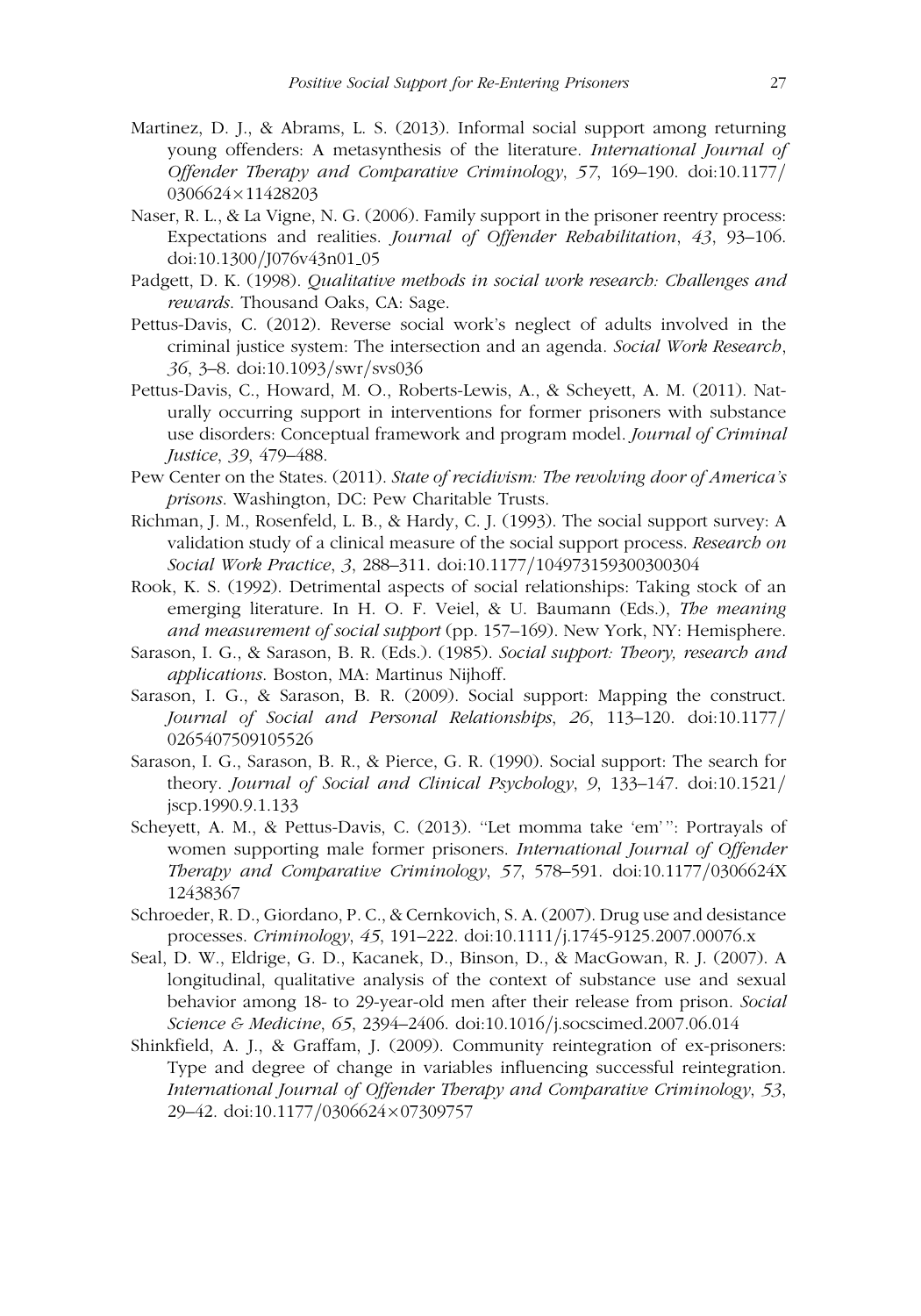Martinez, D. J., & Abrams, L. S. (2013). Informal social support among returning young offenders: A metasynthesis of the literature. *International Journal of Offender Therapy and Comparative Criminology*, *57*, 169–190. doi:10.1177/0306624×11428203

Naser, R. L., & La Vigne, N. G. (2006). Family support in the prisoner reentry process: Expectations and realities. *Journal of Offender Rehabilitation*, *43*, 93–106. doi:10.1300/J076v43n01_05

Padgett, D. K. (1998). *Qualitative methods in social work research: Challenges and rewards*. Thousand Oaks, CA: Sage.

Pettus-Davis, C. (2012). Reverse social work's neglect of adults involved in the criminal justice system: The intersection and an agenda. *Social Work Research*, *36*, 3–8. doi:10.1093/swr/svs036

Pettus-Davis, C., Howard, M. O., Roberts-Lewis, A., & Scheyett, A. M. (2011). Naturally occurring support in interventions for former prisoners with substance use disorders: Conceptual framework and program model. *Journal of Criminal Justice*, *39*, 479–488.

Pew Center on the States. (2011). *State of recidivism: The revolving door of America's prisons*. Washington, DC: Pew Charitable Trusts.

Richman, J. M., Rosenfeld, L. B., & Hardy, C. J. (1993). The social support survey: A validation study of a clinical measure of the social support process. *Research on Social Work Practice*, *3*, 288–311. doi:10.1177/104973159300300304

Rook, K. S. (1992). Detrimental aspects of social relationships: Taking stock of an emerging literature. In H. O. F. Veiel, & U. Baumann (Eds.), *The meaning and measurement of social support* (pp. 157–169). New York, NY: Hemisphere.

Sarason, I. G., & Sarason, B. R. (Eds.). (1985). *Social support: Theory, research and applications*. Boston, MA: Martinus Nijhoff.

Sarason, I. G., & Sarason, B. R. (2009). Social support: Mapping the construct. *Journal of Social and Personal Relationships*, *26*, 113–120. doi:10.1177/0265407509105526

Sarason, I. G., Sarason, B. R., & Pierce, G. R. (1990). Social support: The search for theory. *Journal of Social and Clinical Psychology*, *9*, 133–147. doi:10.1521/jscp.1990.9.1.133

Scheyett, A. M., & Pettus-Davis, C. (2013). "Let momma take 'em'": Portrayals of women supporting male former prisoners. *International Journal of Offender Therapy and Comparative Criminology*, *57*, 578–591. doi:10.1177/0306624X12438367

Schroeder, R. D., Giordano, P. C., & Cernkovich, S. A. (2007). Drug use and desistance processes. *Criminology*, *45*, 191–222. doi:10.1111/j.1745-9125.2007.00076.x

Seal, D. W., Eldrige, G. D., Kacanek, D., Binson, D., & MacGowan, R. J. (2007). A longitudinal, qualitative analysis of the context of substance use and sexual behavior among 18- to 29-year-old men after their release from prison. *Social Science & Medicine*, *65*, 2394–2406. doi:10.1016/j.socscimed.2007.06.014

Shinkfield, A. J., & Graffam, J. (2009). Community reintegration of ex-prisoners: Type and degree of change in variables influencing successful reintegration. *International Journal of Offender Therapy and Comparative Criminology*, *53*, 29–42. doi:10.1177/0306624×07309757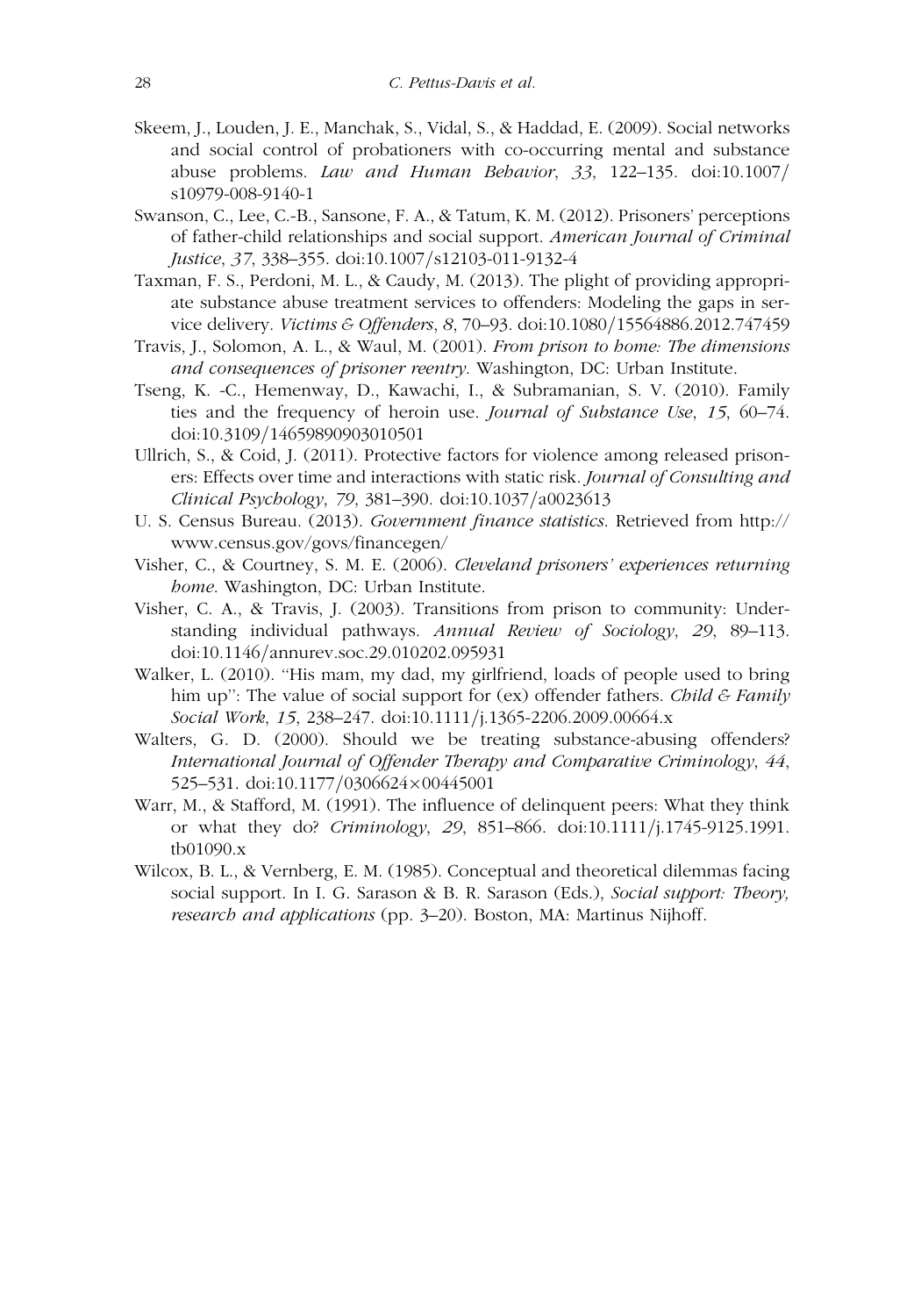Skeem, J., Louden, J. E., Manchak, S., Vidal, S., & Haddad, E. (2009). Social networks and social control of probationers with co-occurring mental and substance abuse problems. *Law and Human Behavior*, *33*, 122–135. doi:10.1007/s10979-008-9140-1

Swanson, C., Lee, C.-B., Sansone, F. A., & Tatum, K. M. (2012). Prisoners' perceptions of father-child relationships and social support. *American Journal of Criminal Justice*, *37*, 338–355. doi:10.1007/s12103-011-9132-4

Taxman, F. S., Perdoni, M. L., & Caudy, M. (2013). The plight of providing appropriate substance abuse treatment services to offenders: Modeling the gaps in service delivery. *Victims & Offenders*, *8*, 70–93. doi:10.1080/15564886.2012.747459

Travis, J., Solomon, A. L., & Waul, M. (2001). *From prison to home: The dimensions and consequences of prisoner reentry*. Washington, DC: Urban Institute.

Tseng, K. -C., Hemenway, D., Kawachi, I., & Subramanian, S. V. (2010). Family ties and the frequency of heroin use. *Journal of Substance Use*, *15*, 60–74. doi:10.3109/14659890903010501

Ullrich, S., & Coid, J. (2011). Protective factors for violence among released prisoners: Effects over time and interactions with static risk. *Journal of Consulting and Clinical Psychology*, *79*, 381–390. doi:10.1037/a0023613

U. S. Census Bureau. (2013). *Government finance statistics*. Retrieved from http://www.census.gov/govs/financegen/

Visher, C., & Courtney, S. M. E. (2006). *Cleveland prisoners' experiences returning home*. Washington, DC: Urban Institute.

Visher, C. A., & Travis, J. (2003). Transitions from prison to community: Understanding individual pathways. *Annual Review of Sociology*, *29*, 89–113. doi:10.1146/annurev.soc.29.010202.095931

Walker, L. (2010). "His mam, my dad, my girlfriend, loads of people used to bring him up": The value of social support for (ex) offender fathers. *Child & Family Social Work*, *15*, 238–247. doi:10.1111/j.1365-2206.2009.00664.x

Walters, G. D. (2000). Should we be treating substance-abusing offenders? *International Journal of Offender Therapy and Comparative Criminology*, *44*, 525–531. doi:10.1177/0306624×00445001

Warr, M., & Stafford, M. (1991). The influence of delinquent peers: What they think or what they do? *Criminology*, *29*, 851–866. doi:10.1111/j.1745-9125.1991.tb01090.x

Wilcox, B. L., & Vernberg, E. M. (1985). Conceptual and theoretical dilemmas facing social support. In I. G. Sarason & B. R. Sarason (Eds.), *Social support: Theory, research and applications* (pp. 3–20). Boston, MA: Martinus Nijhoff.